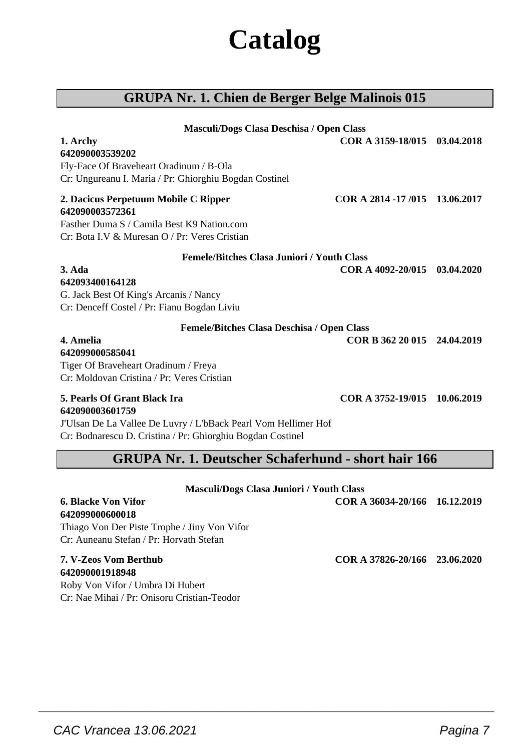# Catalog

## GRUPA Nr. 1. Chien de Berger Belge Malinois 015

**Masculi/Dogs Clasa Deschisa / Open Class**

**1. Archy** **COR A 3159-18/015 03.04.2018**
**642090003539202**
Fly-Face Of Braveheart Oradinum / B-Ola
Cr: Ungureanu I. Maria / Pr: Ghiorghiu Bogdan Costinel

**2. Dacicus Perpetuum Mobile C Ripper** **COR A 2814 -17 /015 13.06.2017**
**642090003572361**
Fasther Duma S / Camila Best K9 Nation.com
Cr: Bota I.V & Muresan O / Pr: Veres Cristian

**Femele/Bitches Clasa Juniori / Youth Class**

**3. Ada** **COR A 4092-20/015 03.04.2020**
**642093400164128**
G. Jack Best Of King's Arcanis / Nancy
Cr: Denceff Costel / Pr: Fianu Bogdan Liviu

**Femele/Bitches Clasa Deschisa / Open Class**

**4. Amelia** **COR B 362 20 015 24.04.2019**
**642099000585041**
Tiger Of Braveheart Oradinum / Freya
Cr: Moldovan Cristina / Pr: Veres Cristian

**5. Pearls Of Grant Black Ira** **COR A 3752-19/015 10.06.2019**
**642090003601759**
J'Ulsan De La Vallee De Luvry / L'bBack Pearl Vom Hellimer Hof
Cr: Bodnarescu D. Cristina / Pr: Ghiorghiu Bogdan Costinel

## GRUPA Nr. 1. Deutscher Schaferhund - short hair 166

**Masculi/Dogs Clasa Juniori / Youth Class**

**6. Blacke Von Vifor** **COR A 36034-20/166 16.12.2019**
**642099000600018**
Thiago Von Der Piste Trophe / Jiny Von Vifor
Cr: Auneanu Stefan / Pr: Horvath Stefan

**7. V-Zeos Vom Berthub** **COR A 37826-20/166 23.06.2020**
**642090001918948**
Roby Von Vifor / Umbra Di Hubert
Cr: Nae Mihai / Pr: Onisoru Cristian-Teodor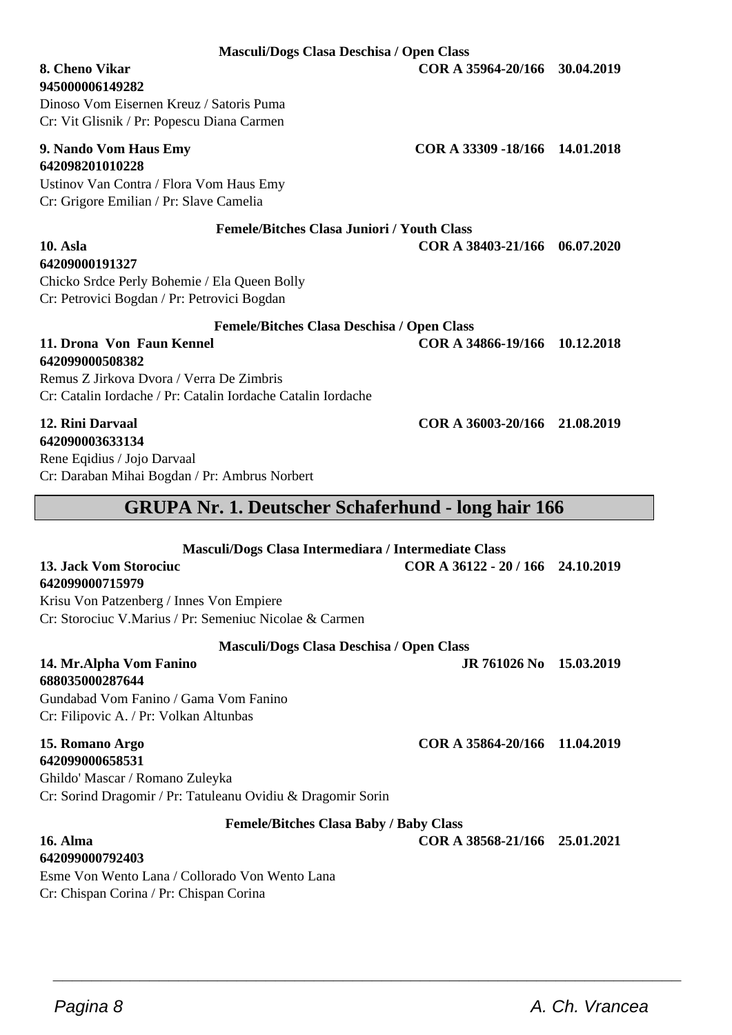**Masculi/Dogs Clasa Deschisa / Open Class**

**8. Cheno Vikar** **COR A 35964-20/166 30.04.2019**
**945000006149282**
Dinoso Vom Eisernen Kreuz / Satoris Puma
Cr: Vit Glisnik / Pr: Popescu Diana Carmen

**9. Nando Vom Haus Emy** **COR A 33309 -18/166 14.01.2018**
**642098201010228**
Ustinov Van Contra / Flora Vom Haus Emy
Cr: Grigore Emilian / Pr: Slave Camelia

**Femele/Bitches Clasa Juniori / Youth Class**

**10. Asla** **COR A 38403-21/166 06.07.2020**
**64209000191327**
Chicko Srdce Perly Bohemie / Ela Queen Bolly
Cr: Petrovici Bogdan / Pr: Petrovici Bogdan

**Femele/Bitches Clasa Deschisa / Open Class**

**11. Drona Von Faun Kennel** **COR A 34866-19/166 10.12.2018**
**642099000508382**
Remus Z Jirkova Dvora / Verra De Zimbris
Cr: Catalin Iordache / Pr: Catalin Iordache Catalin Iordache

**12. Rini Darvaal** **COR A 36003-20/166 21.08.2019**
**642090003633134**
Rene Eqidius / Jojo Darvaal
Cr: Daraban Mihai Bogdan / Pr: Ambrus Norbert

## GRUPA Nr. 1. Deutscher Schaferhund - long hair 166

**Masculi/Dogs Clasa Intermediara / Intermediate Class**

**13. Jack Vom Storociuc** **COR A 36122 - 20 / 166 24.10.2019**
**642099000715979**
Krisu Von Patzenberg / Innes Von Empiere
Cr: Storociuc V.Marius / Pr: Semeniuc Nicolae & Carmen

**Masculi/Dogs Clasa Deschisa / Open Class**

**14. Mr.Alpha Vom Fanino** **JR 761026 No 15.03.2019**
**688035000287644**
Gundabad Vom Fanino / Gama Vom Fanino
Cr: Filipovic A. / Pr: Volkan Altunbas

**15. Romano Argo** **COR A 35864-20/166 11.04.2019**
**642099000658531**
Ghildo' Mascar / Romano Zuleyka
Cr: Sorind Dragomir / Pr: Tatuleanu Ovidiu & Dragomir Sorin

**Femele/Bitches Clasa Baby / Baby Class**

**16. Alma** **COR A 38568-21/166 25.01.2021**
**642099000792403**
Esme Von Wento Lana / Collorado Von Wento Lana
Cr: Chispan Corina / Pr: Chispan Corina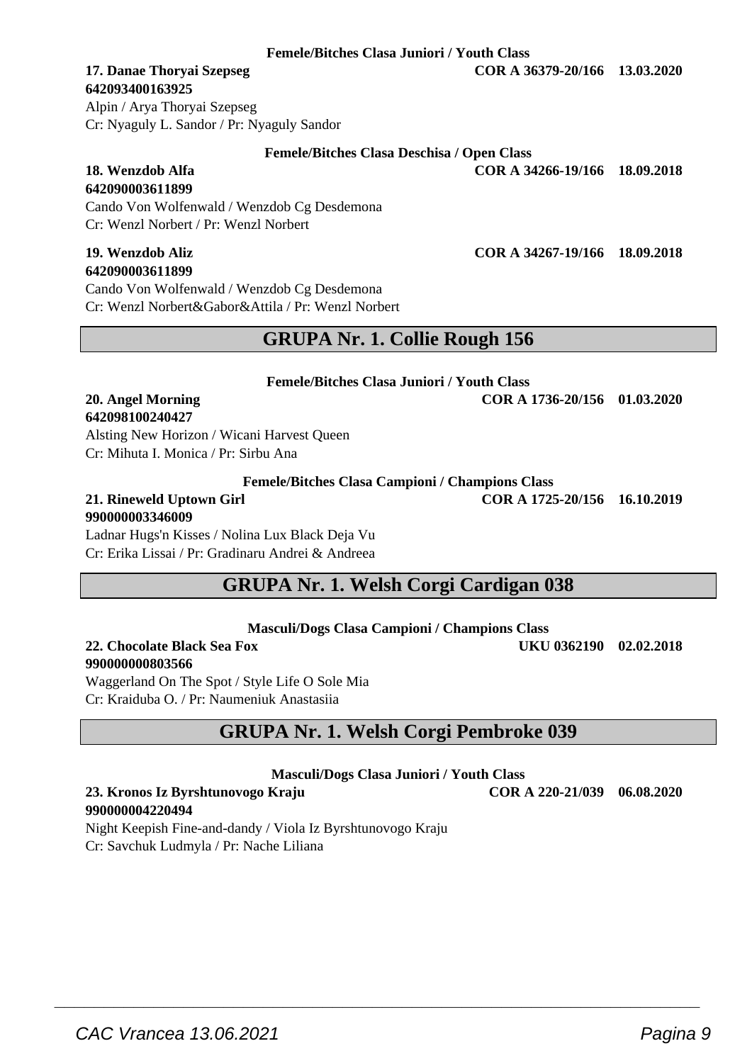**Femele/Bitches Clasa Juniori / Youth Class**

**17. Danae Thoryai Szepseg** **COR A 36379-20/166 13.03.2020**
**642093400163925**
Alpin / Arya Thoryai Szepseg
Cr: Nyaguly L. Sandor / Pr: Nyaguly Sandor

**Femele/Bitches Clasa Deschisa / Open Class**

**18. Wenzdob Alfa** **COR A 34266-19/166 18.09.2018**
**642090003611899**
Cando Von Wolfenwald / Wenzdob Cg Desdemona
Cr: Wenzl Norbert / Pr: Wenzl Norbert

**19. Wenzdob Aliz** **COR A 34267-19/166 18.09.2018**
**642090003611899**
Cando Von Wolfenwald / Wenzdob Cg Desdemona
Cr: Wenzl Norbert&Gabor&Attila / Pr: Wenzl Norbert

## GRUPA Nr. 1. Collie Rough 156

**Femele/Bitches Clasa Juniori / Youth Class**

**20. Angel Morning** **COR A 1736-20/156 01.03.2020**
**642098100240427**
Alsting New Horizon / Wicani Harvest Queen
Cr: Mihuta I. Monica / Pr: Sirbu Ana

**Femele/Bitches Clasa Campioni / Champions Class**

**21. Rineweld Uptown Girl** **COR A 1725-20/156 16.10.2019**
**990000003346009**
Ladnar Hugs'n Kisses / Nolina Lux Black Deja Vu
Cr: Erika Lissai / Pr: Gradinaru Andrei & Andreea

## GRUPA Nr. 1. Welsh Corgi Cardigan 038

**Masculi/Dogs Clasa Campioni / Champions Class**

**22. Chocolate Black Sea Fox** **UKU 0362190 02.02.2018**
**990000000803566**
Waggerland On The Spot / Style Life O Sole Mia
Cr: Kraiduba O. / Pr: Naumeniuk Anastasiia

## GRUPA Nr. 1. Welsh Corgi Pembroke 039

**Masculi/Dogs Clasa Juniori / Youth Class**

**23. Kronos Iz Byrshtunovogo Kraju** **COR A 220-21/039 06.08.2020**
**990000004220494**
Night Keepish Fine-and-dandy / Viola Iz Byrshtunovogo Kraju
Cr: Savchuk Ludmyla / Pr: Nache Liliana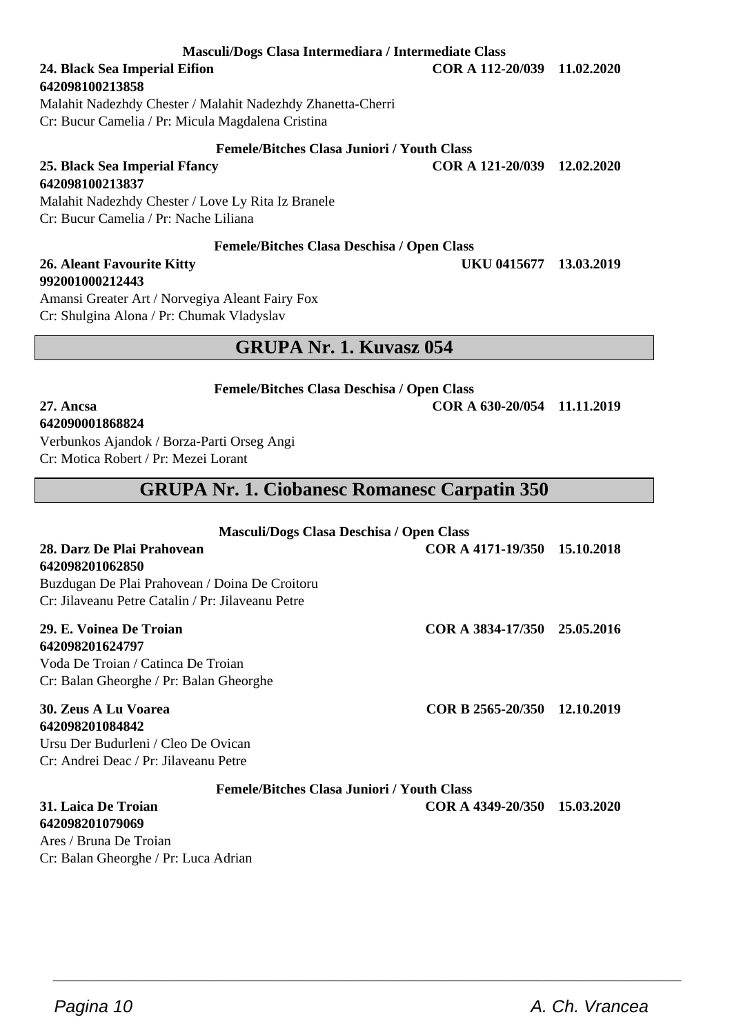**Masculi/Dogs Clasa Intermediara / Intermediate Class**

**24. Black Sea Imperial Eifion** **COR A 112-20/039 11.02.2020**
**642098100213858**
Malahit Nadezhdy Chester / Malahit Nadezhdy Zhanetta-Cherri
Cr: Bucur Camelia / Pr: Micula Magdalena Cristina

**Femele/Bitches Clasa Juniori / Youth Class**

**25. Black Sea Imperial Ffancy** **COR A 121-20/039 12.02.2020**
**642098100213837**
Malahit Nadezhdy Chester / Love Ly Rita Iz Branele
Cr: Bucur Camelia / Pr: Nache Liliana

**Femele/Bitches Clasa Deschisa / Open Class**

**26. Aleant Favourite Kitty** **UKU 0415677 13.03.2019**
**992001000212443**
Amansi Greater Art / Norvegiya Aleant Fairy Fox
Cr: Shulgina Alona / Pr: Chumak Vladyslav

## GRUPA Nr. 1. Kuvasz 054

**Femele/Bitches Clasa Deschisa / Open Class**

**27. Ancsa** **COR A 630-20/054 11.11.2019**
**642090001868824**
Verbunkos Ajandok / Borza-Parti Orseg Angi
Cr: Motica Robert / Pr: Mezei Lorant

## GRUPA Nr. 1. Ciobanesc Romanesc Carpatin 350

**Masculi/Dogs Clasa Deschisa / Open Class**

**28. Darz De Plai Prahovean** **COR A 4171-19/350 15.10.2018**
**642098201062850**
Buzdugan De Plai Prahovean / Doina De Croitoru
Cr: Jilaveanu Petre Catalin / Pr: Jilaveanu Petre

**29. E. Voinea De Troian** **COR A 3834-17/350 25.05.2016**
**642098201624797**
Voda De Troian / Catinca De Troian
Cr: Balan Gheorghe / Pr: Balan Gheorghe

**30. Zeus A Lu Voarea** **COR B 2565-20/350 12.10.2019**
**642098201084842**
Ursu Der Budurleni / Cleo De Ovican
Cr: Andrei Deac / Pr: Jilaveanu Petre

**Femele/Bitches Clasa Juniori / Youth Class**

**31. Laica De Troian** **COR A 4349-20/350 15.03.2020**
**642098201079069**
Ares / Bruna De Troian
Cr: Balan Gheorghe / Pr: Luca Adrian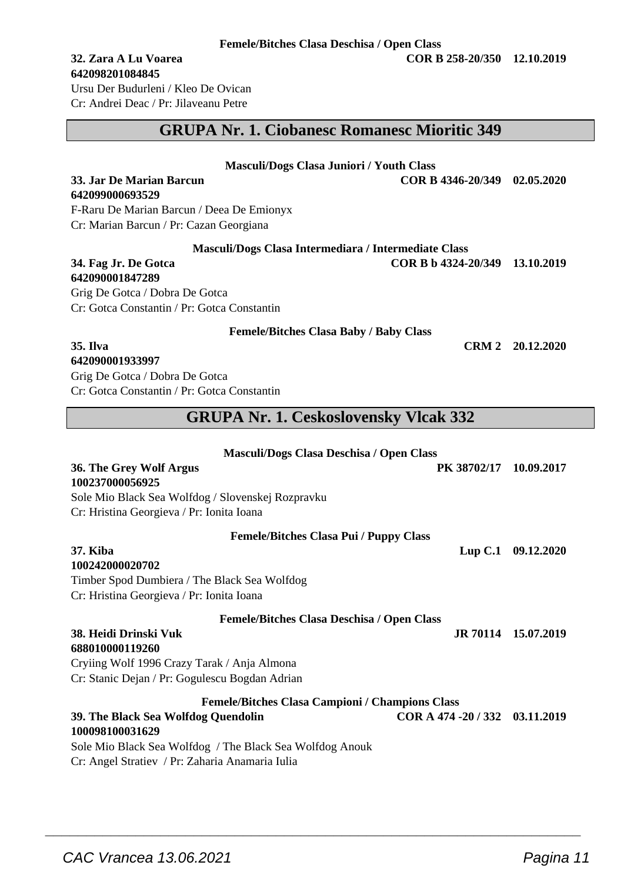**Femele/Bitches Clasa Deschisa / Open Class**

**32. Zara A Lu Voarea** **COR B 258-20/350 12.10.2019**
**642098201084845**
Ursu Der Budurleni / Kleo De Ovican
Cr: Andrei Deac / Pr: Jilaveanu Petre

## GRUPA Nr. 1. Ciobanesc Romanesc Mioritic 349

**Masculi/Dogs Clasa Juniori / Youth Class**

**33. Jar De Marian Barcun** **COR B 4346-20/349 02.05.2020**
**642099000693529**
F-Raru De Marian Barcun / Deea De Emionyx
Cr: Marian Barcun / Pr: Cazan Georgiana

**Masculi/Dogs Clasa Intermediara / Intermediate Class**

**34. Fag Jr. De Gotca** **COR B b 4324-20/349 13.10.2019**
**642090001847289**
Grig De Gotca / Dobra De Gotca
Cr: Gotca Constantin / Pr: Gotca Constantin

**Femele/Bitches Clasa Baby / Baby Class**

**35. Ilva** **CRM 2 20.12.2020**
**642090001933997**
Grig De Gotca / Dobra De Gotca
Cr: Gotca Constantin / Pr: Gotca Constantin

## GRUPA Nr. 1. Ceskoslovensky Vlcak 332

**Masculi/Dogs Clasa Deschisa / Open Class**

**36. The Grey Wolf Argus** **PK 38702/17 10.09.2017**
**100237000056925**
Sole Mio Black Sea Wolfdog / Slovenskej Rozpravku
Cr: Hristina Georgieva / Pr: Ionita Ioana

**Femele/Bitches Clasa Pui / Puppy Class**

**37. Kiba** **Lup C.1 09.12.2020**
**100242000020702**
Timber Spod Dumbiera / The Black Sea Wolfdog
Cr: Hristina Georgieva / Pr: Ionita Ioana

**Femele/Bitches Clasa Deschisa / Open Class**

**38. Heidi Drinski Vuk** **JR 70114 15.07.2019**
**688010000119260**
Cryiing Wolf 1996 Crazy Tarak / Anja Almona
Cr: Stanic Dejan / Pr: Gogulescu Bogdan Adrian

**Femele/Bitches Clasa Campioni / Champions Class**

**39. The Black Sea Wolfdog Quendolin** **COR A 474 -20 / 332 03.11.2019**
**100098100031629**
Sole Mio Black Sea Wolfdog / The Black Sea Wolfdog Anouk
Cr: Angel Stratiev / Pr: Zaharia Anamaria Iulia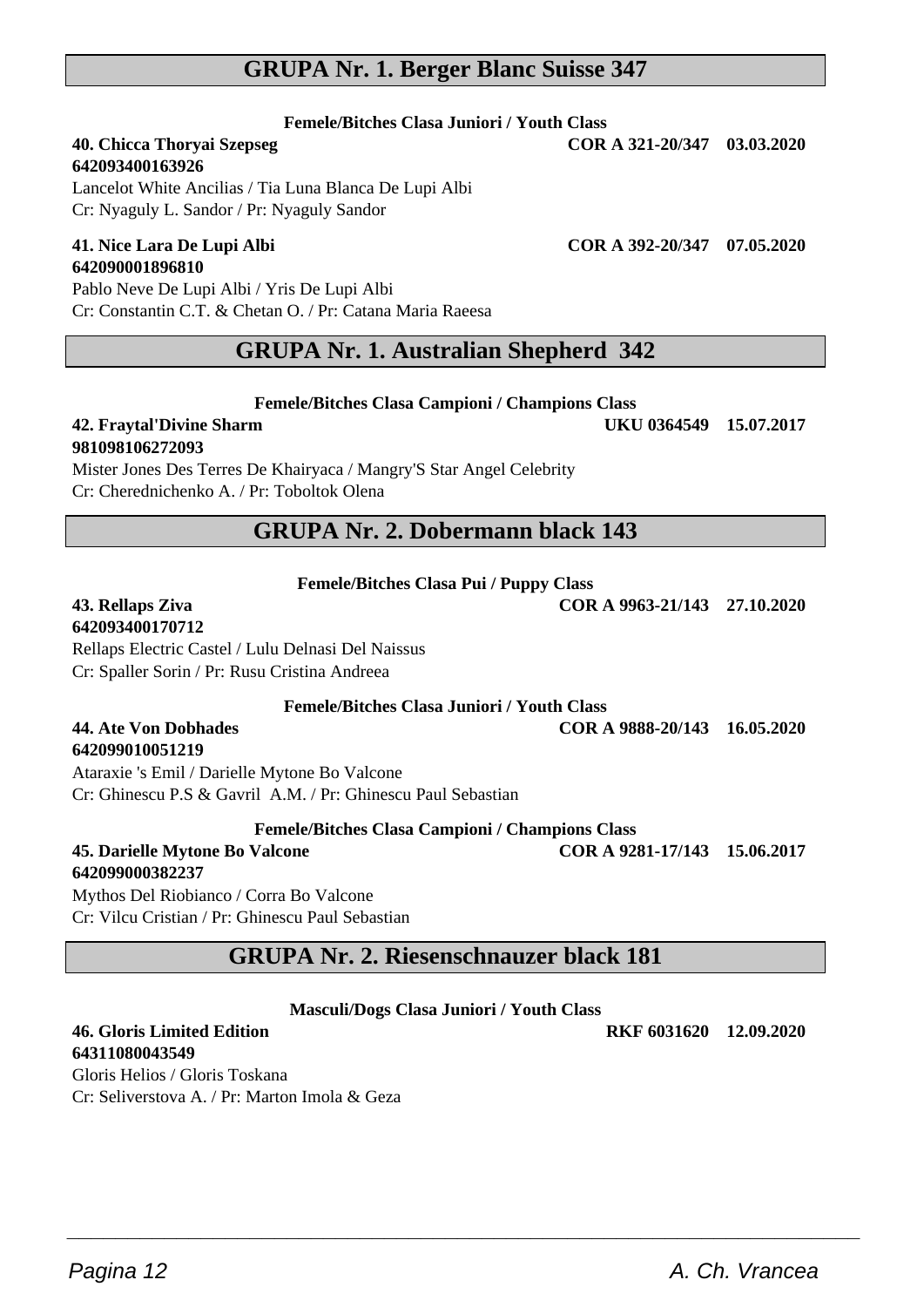## GRUPA Nr. 1. Berger Blanc Suisse 347

**Femele/Bitches Clasa Juniori / Youth Class**

**40. Chicca Thoryai Szepseg** **COR A 321-20/347 03.03.2020**
**642093400163926**
Lancelot White Ancilias / Tia Luna Blanca De Lupi Albi
Cr: Nyaguly L. Sandor / Pr: Nyaguly Sandor

**41. Nice Lara De Lupi Albi** **COR A 392-20/347 07.05.2020**
**642090001896810**
Pablo Neve De Lupi Albi / Yris De Lupi Albi
Cr: Constantin C.T. & Chetan O. / Pr: Catana Maria Raeesa

## GRUPA Nr. 1. Australian Shepherd 342

**Femele/Bitches Clasa Campioni / Champions Class**

**42. Fraytal'Divine Sharm** **UKU 0364549 15.07.2017**
**981098106272093**
Mister Jones Des Terres De Khairyaca / Mangry'S Star Angel Celebrity
Cr: Cherednichenko A. / Pr: Toboltok Olena

## GRUPA Nr. 2. Dobermann black 143

**Femele/Bitches Clasa Pui / Puppy Class**

**43. Rellaps Ziva** **COR A 9963-21/143 27.10.2020**
**642093400170712**
Rellaps Electric Castel / Lulu Delnasi Del Naissus
Cr: Spaller Sorin / Pr: Rusu Cristina Andreea

**Femele/Bitches Clasa Juniori / Youth Class**

**44. Ate Von Dobhades** **COR A 9888-20/143 16.05.2020**
**642099010051219**
Ataraxie 's Emil / Darielle Mytone Bo Valcone
Cr: Ghinescu P.S & Gavril A.M. / Pr: Ghinescu Paul Sebastian

**Femele/Bitches Clasa Campioni / Champions Class**

**45. Darielle Mytone Bo Valcone** **COR A 9281-17/143 15.06.2017**
**642099000382237**
Mythos Del Riobianco / Corra Bo Valcone
Cr: Vilcu Cristian / Pr: Ghinescu Paul Sebastian

## GRUPA Nr. 2. Riesenschnauzer black 181

**Masculi/Dogs Clasa Juniori / Youth Class**

**46. Gloris Limited Edition** **RKF 6031620 12.09.2020**
**64311080043549**
Gloris Helios / Gloris Toskana
Cr: Seliverstova A. / Pr: Marton Imola & Geza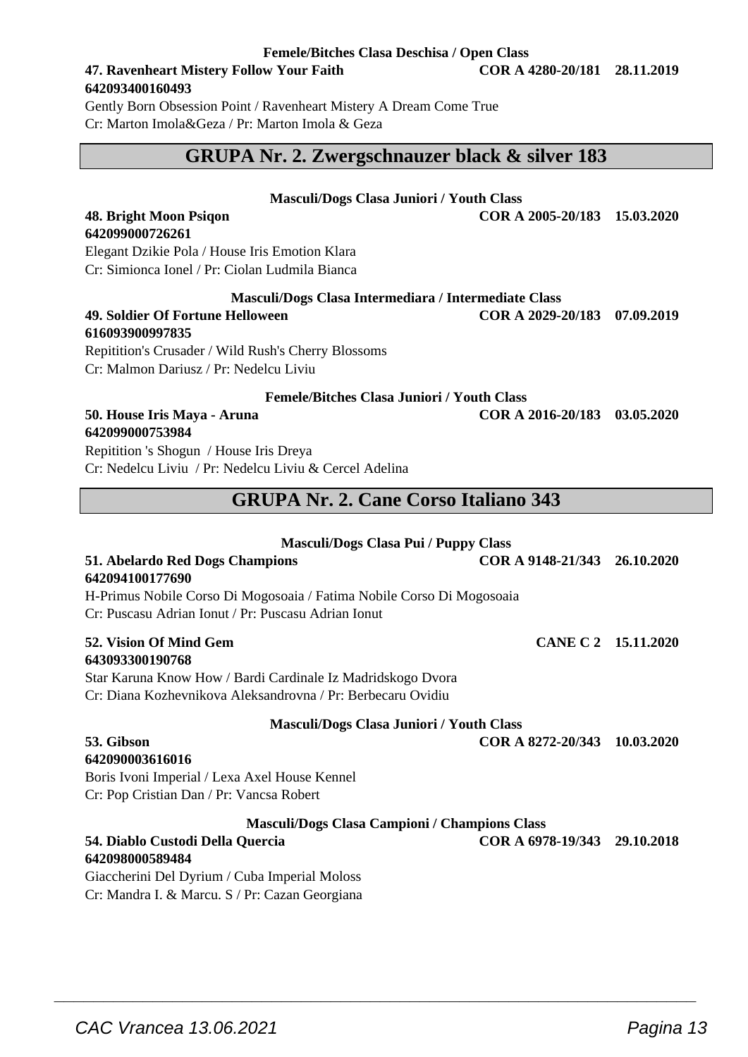**Femele/Bitches Clasa Deschisa / Open Class**

**47. Ravenheart Mistery Follow Your Faith** **COR A 4280-20/181 28.11.2019**
**642093400160493**
Gently Born Obsession Point / Ravenheart Mistery A Dream Come True
Cr: Marton Imola&Geza / Pr: Marton Imola & Geza

## GRUPA Nr. 2. Zwergschnauzer black & silver 183

**Masculi/Dogs Clasa Juniori / Youth Class**

**48. Bright Moon Psiqon** **COR A 2005-20/183 15.03.2020**
**642099000726261**
Elegant Dzikie Pola / House Iris Emotion Klara
Cr: Simionca Ionel / Pr: Ciolan Ludmila Bianca

**Masculi/Dogs Clasa Intermediara / Intermediate Class**

**49. Soldier Of Fortune Helloween** **COR A 2029-20/183 07.09.2019**
**616093900997835**
Repitition's Crusader / Wild Rush's Cherry Blossoms
Cr: Malmon Dariusz / Pr: Nedelcu Liviu

**Femele/Bitches Clasa Juniori / Youth Class**

**50. House Iris Maya - Aruna** **COR A 2016-20/183 03.05.2020**
**642099000753984**
Repitition 's Shogun / House Iris Dreya
Cr: Nedelcu Liviu / Pr: Nedelcu Liviu & Cercel Adelina

## GRUPA Nr. 2. Cane Corso Italiano 343

**Masculi/Dogs Clasa Pui / Puppy Class**

**51. Abelardo Red Dogs Champions** **COR A 9148-21/343 26.10.2020**
**642094100177690**
H-Primus Nobile Corso Di Mogosoaia / Fatima Nobile Corso Di Mogosoaia
Cr: Puscasu Adrian Ionut / Pr: Puscasu Adrian Ionut

**52. Vision Of Mind Gem** **CANE C 2 15.11.2020**
**643093300190768**
Star Karuna Know How / Bardi Cardinale Iz Madridskogo Dvora
Cr: Diana Kozhevnikova Aleksandrovna / Pr: Berbecaru Ovidiu

**Masculi/Dogs Clasa Juniori / Youth Class**

**53. Gibson** **COR A 8272-20/343 10.03.2020**
**642090003616016**
Boris Ivoni Imperial / Lexa Axel House Kennel
Cr: Pop Cristian Dan / Pr: Vancsa Robert

**Masculi/Dogs Clasa Campioni / Champions Class**

**54. Diablo Custodi Della Quercia** **COR A 6978-19/343 29.10.2018**
**642098000589484**
Giaccherini Del Dyrium / Cuba Imperial Moloss
Cr: Mandra I. & Marcu. S / Pr: Cazan Georgiana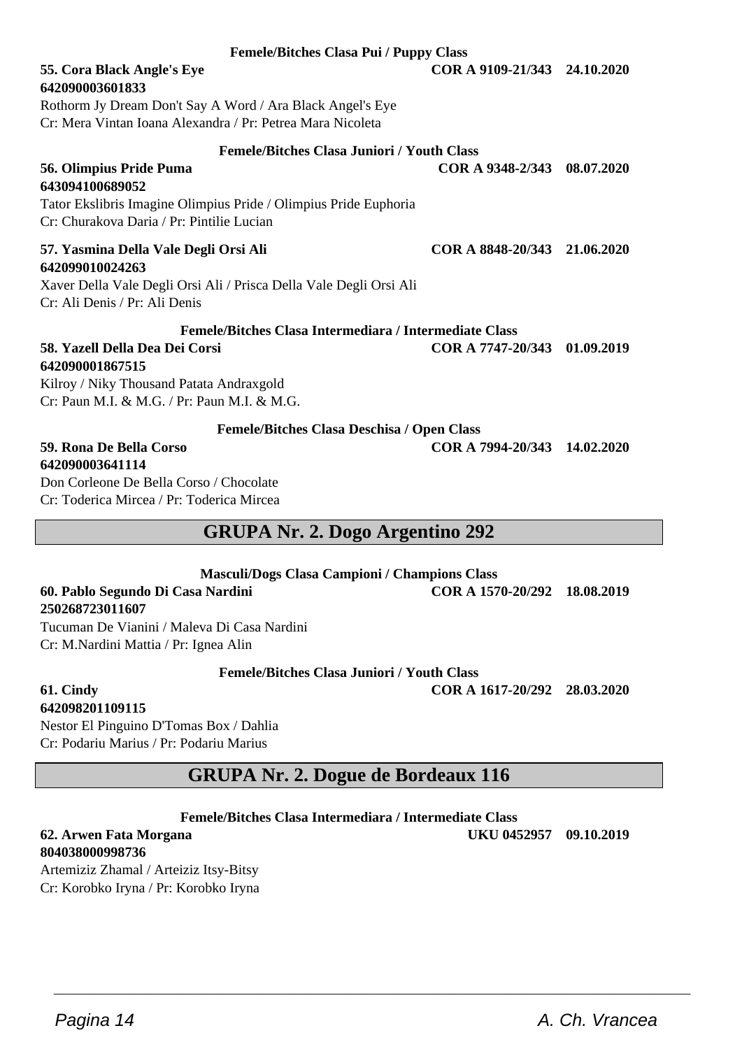**Femele/Bitches Clasa Pui / Puppy Class**

**55. Cora Black Angle's Eye** **COR A 9109-21/343 24.10.2020**
**642090003601833**
Rothorm Jy Dream Don't Say A Word / Ara Black Angel's Eye
Cr: Mera Vintan Ioana Alexandra / Pr: Petrea Mara Nicoleta

**Femele/Bitches Clasa Juniori / Youth Class**

**56. Olimpius Pride Puma** **COR A 9348-2/343 08.07.2020**
**643094100689052**
Tator Ekslibris Imagine Olimpius Pride / Olimpius Pride Euphoria
Cr: Churakova Daria / Pr: Pintilie Lucian

**57. Yasmina Della Vale Degli Orsi Ali** **COR A 8848-20/343 21.06.2020**
**642099010024263**
Xaver Della Vale Degli Orsi Ali / Prisca Della Vale Degli Orsi Ali
Cr: Ali Denis / Pr: Ali Denis

**Femele/Bitches Clasa Intermediara / Intermediate Class**

**58. Yazell Della Dea Dei Corsi** **COR A 7747-20/343 01.09.2019**
**642090001867515**
Kilroy / Niky Thousand Patata Andraxgold
Cr: Paun M.I. & M.G. / Pr: Paun M.I. & M.G.

**Femele/Bitches Clasa Deschisa / Open Class**

**59. Rona De Bella Corso** **COR A 7994-20/343 14.02.2020**
**642090003641114**
Don Corleone De Bella Corso / Chocolate
Cr: Toderica Mircea / Pr: Toderica Mircea

## GRUPA Nr. 2. Dogo Argentino 292

**Masculi/Dogs Clasa Campioni / Champions Class**

**60. Pablo Segundo Di Casa Nardini** **COR A 1570-20/292 18.08.2019**
**250268723011607**
Tucuman De Vianini / Maleva Di Casa Nardini
Cr: M.Nardini Mattia / Pr: Ignea Alin

**Femele/Bitches Clasa Juniori / Youth Class**

**61. Cindy** **COR A 1617-20/292 28.03.2020**
**642098201109115**
Nestor El Pinguino D'Tomas Box / Dahlia
Cr: Podariu Marius / Pr: Podariu Marius

## GRUPA Nr. 2. Dogue de Bordeaux 116

**Femele/Bitches Clasa Intermediara / Intermediate Class**

**62. Arwen Fata Morgana** **UKU 0452957 09.10.2019**
**804038000998736**
Artemiziz Zhamal / Arteiziz Itsy-Bitsy
Cr: Korobko Iryna / Pr: Korobko Iryna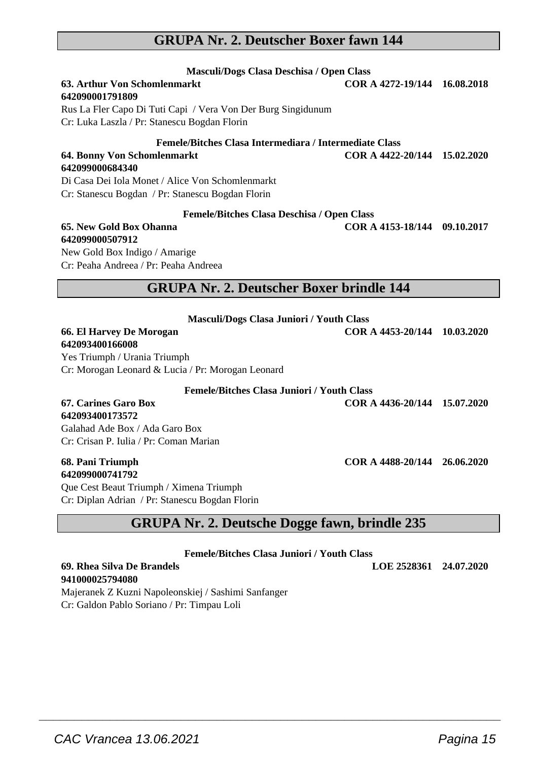## GRUPA Nr. 2. Deutscher Boxer fawn 144

**Masculi/Dogs Clasa Deschisa / Open Class**

**63. Arthur Von Schomlenmarkt** **COR A 4272-19/144 16.08.2018**
**642090001791809**
Rus La Fler Capo Di Tuti Capi / Vera Von Der Burg Singidunum
Cr: Luka Laszla / Pr: Stanescu Bogdan Florin

**Femele/Bitches Clasa Intermediara / Intermediate Class**

**64. Bonny Von Schomlenmarkt** **COR A 4422-20/144 15.02.2020**
**642099000684340**
Di Casa Dei Iola Monet / Alice Von Schomlenmarkt
Cr: Stanescu Bogdan / Pr: Stanescu Bogdan Florin

**Femele/Bitches Clasa Deschisa / Open Class**

**65. New Gold Box Ohanna** **COR A 4153-18/144 09.10.2017**
**642099000507912**
New Gold Box Indigo / Amarige
Cr: Peaha Andreea / Pr: Peaha Andreea

## GRUPA Nr. 2. Deutscher Boxer brindle 144

**Masculi/Dogs Clasa Juniori / Youth Class**

**66. El Harvey De Morogan** **COR A 4453-20/144 10.03.2020**
**642093400166008**
Yes Triumph / Urania Triumph
Cr: Morogan Leonard & Lucia / Pr: Morogan Leonard

**Femele/Bitches Clasa Juniori / Youth Class**

**67. Carines Garo Box** **COR A 4436-20/144 15.07.2020**
**642093400173572**
Galahad Ade Box / Ada Garo Box
Cr: Crisan P. Iulia / Pr: Coman Marian

**68. Pani Triumph** **COR A 4488-20/144 26.06.2020**
**642099000741792**
Que Cest Beaut Triumph / Ximena Triumph
Cr: Diplan Adrian / Pr: Stanescu Bogdan Florin

## GRUPA Nr. 2. Deutsche Dogge fawn, brindle 235

**Femele/Bitches Clasa Juniori / Youth Class**

**69. Rhea Silva De Brandels** **LOE 2528361 24.07.2020**
**941000025794080**
Majeranek Z Kuzni Napoleonskiej / Sashimi Sanfanger
Cr: Galdon Pablo Soriano / Pr: Timpau Loli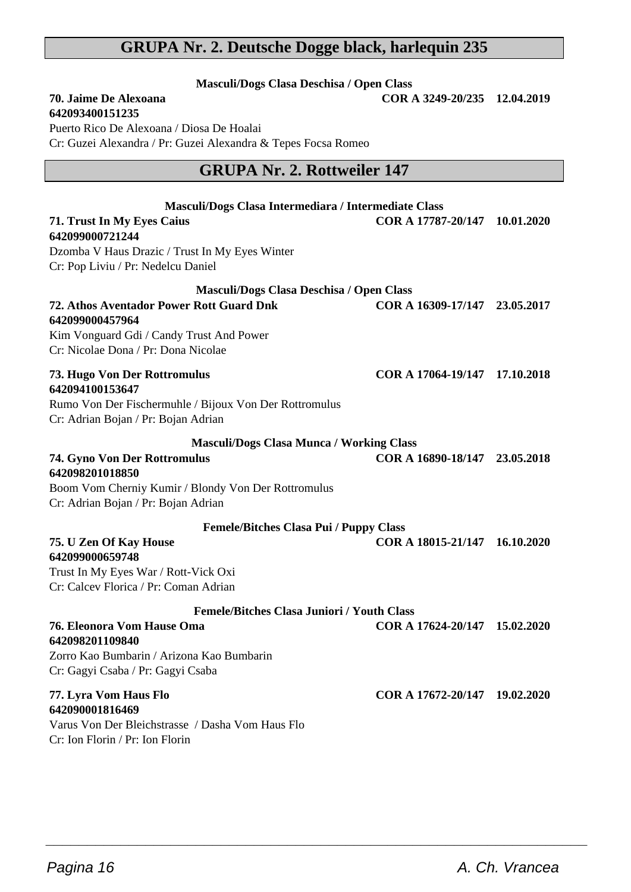## GRUPA Nr. 2. Deutsche Dogge black, harlequin 235

**Masculi/Dogs Clasa Deschisa / Open Class**

**70. Jaime De Alexoana** **COR A 3249-20/235 12.04.2019**
**642093400151235**
Puerto Rico De Alexoana / Diosa De Hoalai
Cr: Guzei Alexandra / Pr: Guzei Alexandra & Tepes Focsa Romeo

## GRUPA Nr. 2. Rottweiler 147

**Masculi/Dogs Clasa Intermediara / Intermediate Class**

**71. Trust In My Eyes Caius** **COR A 17787-20/147 10.01.2020**
**642099000721244**
Dzomba V Haus Drazic / Trust In My Eyes Winter
Cr: Pop Liviu / Pr: Nedelcu Daniel

**Masculi/Dogs Clasa Deschisa / Open Class**

**72. Athos Aventador Power Rott Guard Dnk** **COR A 16309-17/147 23.05.2017**
**642099000457964**
Kim Vonguard Gdi / Candy Trust And Power
Cr: Nicolae Dona / Pr: Dona Nicolae

**73. Hugo Von Der Rottromulus** **COR A 17064-19/147 17.10.2018**
**642094100153647**
Rumo Von Der Fischermuhle / Bijoux Von Der Rottromulus
Cr: Adrian Bojan / Pr: Bojan Adrian

**Masculi/Dogs Clasa Munca / Working Class**

**74. Gyno Von Der Rottromulus** **COR A 16890-18/147 23.05.2018**
**642098201018850**
Boom Vom Cherniy Kumir / Blondy Von Der Rottromulus
Cr: Adrian Bojan / Pr: Bojan Adrian

**Femele/Bitches Clasa Pui / Puppy Class**

**75. U Zen Of Kay House** **COR A 18015-21/147 16.10.2020**
**642099000659748**
Trust In My Eyes War / Rott-Vick Oxi
Cr: Calcev Florica / Pr: Coman Adrian

**Femele/Bitches Clasa Juniori / Youth Class**

**76. Eleonora Vom Hause Oma** **COR A 17624-20/147 15.02.2020**
**642098201109840**
Zorro Kao Bumbarin / Arizona Kao Bumbarin
Cr: Gagyi Csaba / Pr: Gagyi Csaba

**77. Lyra Vom Haus Flo** **COR A 17672-20/147 19.02.2020**
**642090001816469**
Varus Von Der Bleichstrasse / Dasha Vom Haus Flo
Cr: Ion Florin / Pr: Ion Florin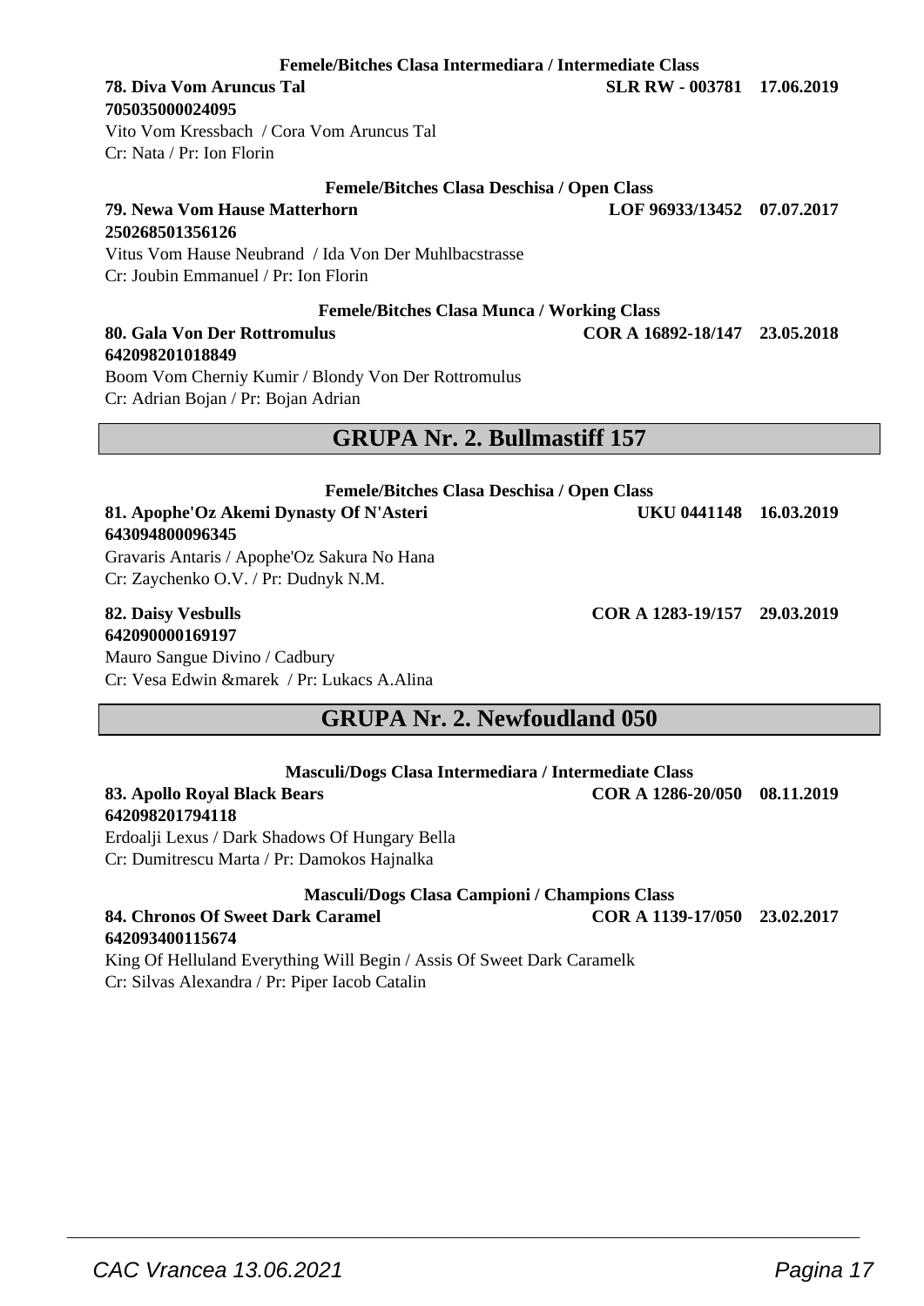**Femele/Bitches Clasa Intermediara / Intermediate Class**

**78. Diva Vom Aruncus Tal** **SLR RW - 003781 17.06.2019**
**705035000024095**
Vito Vom Kressbach / Cora Vom Aruncus Tal
Cr: Nata / Pr: Ion Florin

**Femele/Bitches Clasa Deschisa / Open Class**

**79. Newa Vom Hause Matterhorn** **LOF 96933/13452 07.07.2017**
**250268501356126**
Vitus Vom Hause Neubrand / Ida Von Der Muhlbacstrasse
Cr: Joubin Emmanuel / Pr: Ion Florin

**Femele/Bitches Clasa Munca / Working Class**

**80. Gala Von Der Rottromulus** **COR A 16892-18/147 23.05.2018**
**642098201018849**
Boom Vom Cherniy Kumir / Blondy Von Der Rottromulus
Cr: Adrian Bojan / Pr: Bojan Adrian

## GRUPA Nr. 2. Bullmastiff 157

**Femele/Bitches Clasa Deschisa / Open Class**

**81. Apophe'Oz Akemi Dynasty Of N'Asteri** **UKU 0441148 16.03.2019**
**643094800096345**
Gravaris Antaris / Apophe'Oz Sakura No Hana
Cr: Zaychenko O.V. / Pr: Dudnyk N.M.

**82. Daisy Vesbulls** **COR A 1283-19/157 29.03.2019**
**642090000169197**
Mauro Sangue Divino / Cadbury
Cr: Vesa Edwin &marek / Pr: Lukacs A.Alina

## GRUPA Nr. 2. Newfoudland 050

**Masculi/Dogs Clasa Intermediara / Intermediate Class**

**83. Apollo Royal Black Bears** **COR A 1286-20/050 08.11.2019**
**642098201794118**
Erdoalji Lexus / Dark Shadows Of Hungary Bella
Cr: Dumitrescu Marta / Pr: Damokos Hajnalka

**Masculi/Dogs Clasa Campioni / Champions Class**

**84. Chronos Of Sweet Dark Caramel** **COR A 1139-17/050 23.02.2017**
**642093400115674**
King Of Helluland Everything Will Begin / Assis Of Sweet Dark Caramelk
Cr: Silvas Alexandra / Pr: Piper Iacob Catalin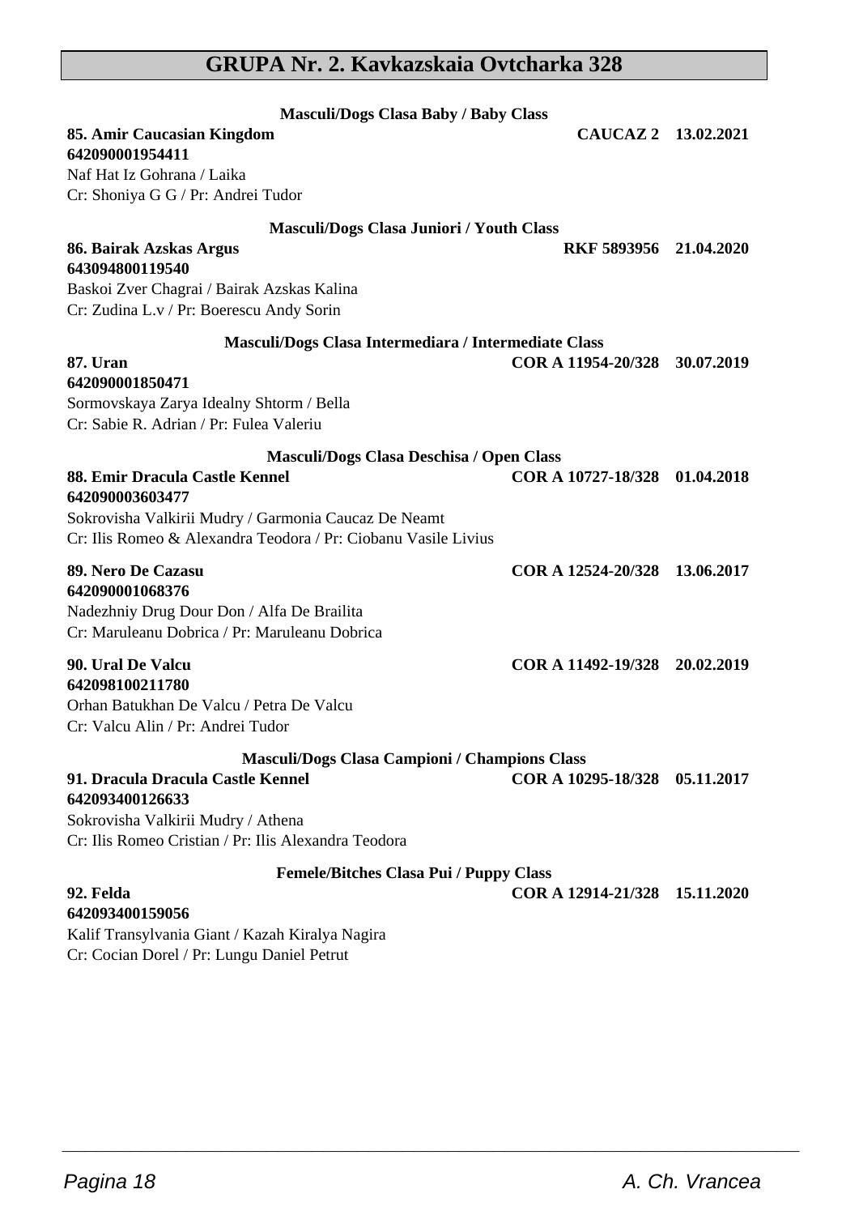## GRUPA Nr. 2. Kavkazskaia Ovtcharka 328

**Masculi/Dogs Clasa Baby / Baby Class**

**85. Amir Caucasian Kingdom** **CAUCAZ 2 13.02.2021**
**642090001954411**
Naf Hat Iz Gohrana / Laika
Cr: Shoniya G G / Pr: Andrei Tudor

**Masculi/Dogs Clasa Juniori / Youth Class**

**86. Bairak Azskas Argus** **RKF 5893956 21.04.2020**
**643094800119540**
Baskoi Zver Chagrai / Bairak Azskas Kalina
Cr: Zudina L.v / Pr: Boerescu Andy Sorin

**Masculi/Dogs Clasa Intermediara / Intermediate Class**

**87. Uran** **COR A 11954-20/328 30.07.2019**
**642090001850471**
Sormovskaya Zarya Idealny Shtorm / Bella
Cr: Sabie R. Adrian / Pr: Fulea Valeriu

**Masculi/Dogs Clasa Deschisa / Open Class**

**88. Emir Dracula Castle Kennel** **COR A 10727-18/328 01.04.2018**
**642090003603477**
Sokrovisha Valkirii Mudry / Garmonia Caucaz De Neamt
Cr: Ilis Romeo & Alexandra Teodora / Pr: Ciobanu Vasile Livius

**89. Nero De Cazasu** **COR A 12524-20/328 13.06.2017**
**642090001068376**
Nadezhniy Drug Dour Don / Alfa De Brailita
Cr: Maruleanu Dobrica / Pr: Maruleanu Dobrica

**90. Ural De Valcu** **COR A 11492-19/328 20.02.2019**
**642098100211780**
Orhan Batukhan De Valcu / Petra De Valcu
Cr: Valcu Alin / Pr: Andrei Tudor

**Masculi/Dogs Clasa Campioni / Champions Class**

**91. Dracula Dracula Castle Kennel** **COR A 10295-18/328 05.11.2017**
**642093400126633**
Sokrovisha Valkirii Mudry / Athena
Cr: Ilis Romeo Cristian / Pr: Ilis Alexandra Teodora

**Femele/Bitches Clasa Pui / Puppy Class**

**92. Felda** **COR A 12914-21/328 15.11.2020**
**642093400159056**
Kalif Transylvania Giant / Kazah Kiralya Nagira
Cr: Cocian Dorel / Pr: Lungu Daniel Petrut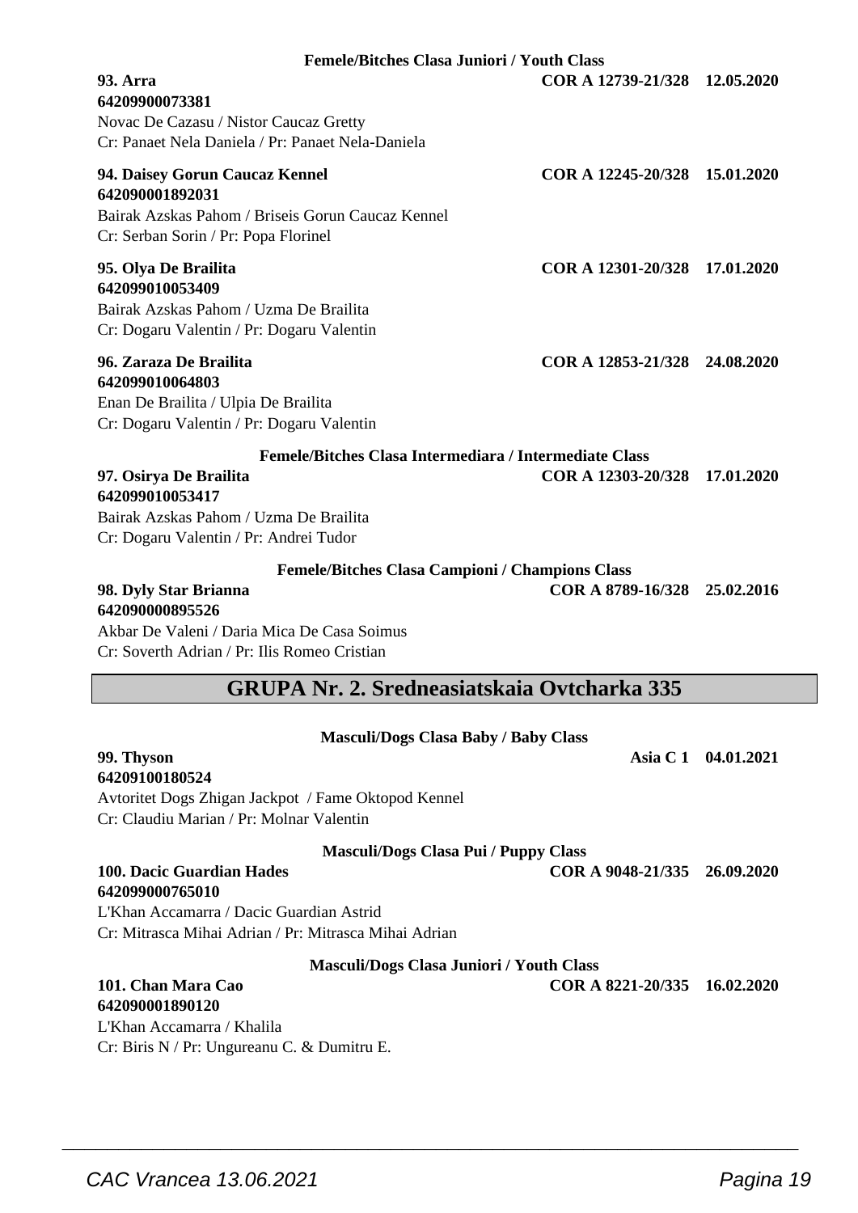**Femele/Bitches Clasa Juniori / Youth Class**

**93. Arra** **COR A 12739-21/328 12.05.2020**
**64209900073381**
Novac De Cazasu / Nistor Caucaz Gretty
Cr: Panaet Nela Daniela / Pr: Panaet Nela-Daniela

**94. Daisey Gorun Caucaz Kennel** **COR A 12245-20/328 15.01.2020**
**642090001892031**
Bairak Azskas Pahom / Briseis Gorun Caucaz Kennel
Cr: Serban Sorin / Pr: Popa Florinel

**95. Olya De Brailita** **COR A 12301-20/328 17.01.2020**
**642099010053409**
Bairak Azskas Pahom / Uzma De Brailita
Cr: Dogaru Valentin / Pr: Dogaru Valentin

**96. Zaraza De Brailita** **COR A 12853-21/328 24.08.2020**
**642099010064803**
Enan De Brailita / Ulpia De Brailita
Cr: Dogaru Valentin / Pr: Dogaru Valentin

**Femele/Bitches Clasa Intermediara / Intermediate Class**

**97. Osirya De Brailita** **COR A 12303-20/328 17.01.2020**
**642099010053417**
Bairak Azskas Pahom / Uzma De Brailita
Cr: Dogaru Valentin / Pr: Andrei Tudor

**Femele/Bitches Clasa Campioni / Champions Class**

**98. Dyly Star Brianna** **COR A 8789-16/328 25.02.2016**
**642090000895526**
Akbar De Valeni / Daria Mica De Casa Soimus
Cr: Soverth Adrian / Pr: Ilis Romeo Cristian

## GRUPA Nr. 2. Sredneasiatskaia Ovtcharka 335

**Masculi/Dogs Clasa Baby / Baby Class**

**99. Thyson** **Asia C 1 04.01.2021**
**64209100180524**
Avtoritet Dogs Zhigan Jackpot / Fame Oktopod Kennel
Cr: Claudiu Marian / Pr: Molnar Valentin

**Masculi/Dogs Clasa Pui / Puppy Class**

**100. Dacic Guardian Hades** **COR A 9048-21/335 26.09.2020**
**642099000765010**
L'Khan Accamarra / Dacic Guardian Astrid
Cr: Mitrasca Mihai Adrian / Pr: Mitrasca Mihai Adrian

**Masculi/Dogs Clasa Juniori / Youth Class**

**101. Chan Mara Cao** **COR A 8221-20/335 16.02.2020**
**642090001890120**
L'Khan Accamarra / Khalila
Cr: Biris N / Pr: Ungureanu C. & Dumitru E.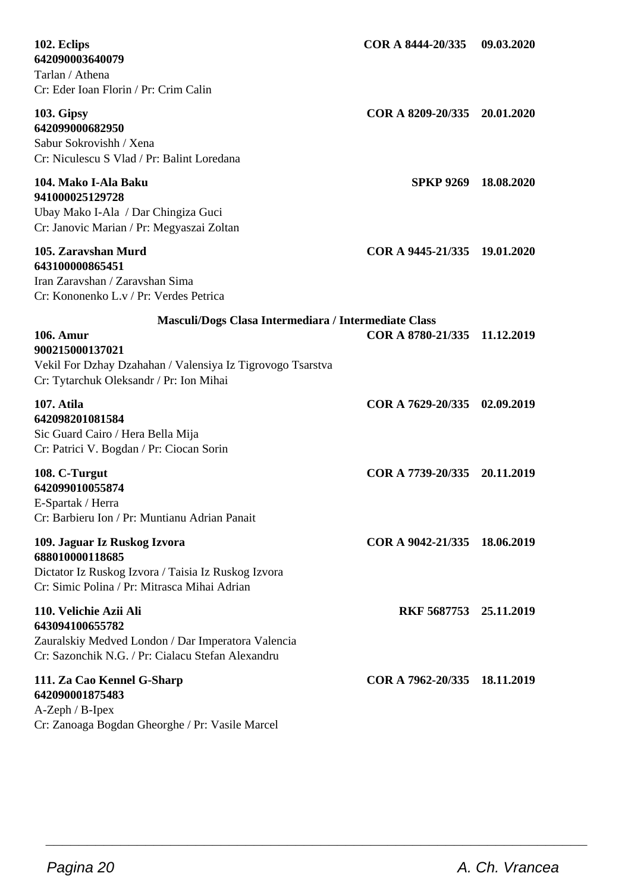**102. Eclips** **COR A 8444-20/335 09.03.2020**
**642090003640079**
Tarlan / Athena
Cr: Eder Ioan Florin / Pr: Crim Calin

**103. Gipsy** **COR A 8209-20/335 20.01.2020**
**642099000682950**
Sabur Sokrovishh / Xena
Cr: Niculescu S Vlad / Pr: Balint Loredana

**104. Mako I-Ala Baku** **SPKP 9269 18.08.2020**
**941000025129728**
Ubay Mako I-Ala / Dar Chingiza Guci
Cr: Janovic Marian / Pr: Megyaszai Zoltan

**105. Zaravshan Murd** **COR A 9445-21/335 19.01.2020**
**643100000865451**
Iran Zaravshan / Zaravshan Sima
Cr: Kononenko L.v / Pr: Verdes Petrica

### Masculi/Dogs Clasa Intermediara / Intermediate Class

**106. Amur** **COR A 8780-21/335 11.12.2019**
**900215000137021**
Vekil For Dzhay Dzahahan / Valensiya Iz Tigrovogo Tsarstva
Cr: Tytarchuk Oleksandr / Pr: Ion Mihai

**107. Atila** **COR A 7629-20/335 02.09.2019**
**642098201081584**
Sic Guard Cairo / Hera Bella Mija
Cr: Patrici V. Bogdan / Pr: Ciocan Sorin

**108. C-Turgut** **COR A 7739-20/335 20.11.2019**
**642099010055874**
E-Spartak / Herra
Cr: Barbieru Ion / Pr: Muntianu Adrian Panait

**109. Jaguar Iz Ruskog Izvora** **COR A 9042-21/335 18.06.2019**
**688010000118685**
Dictator Iz Ruskog Izvora / Taisia Iz Ruskog Izvora
Cr: Simic Polina / Pr: Mitrasca Mihai Adrian

**110. Velichie Azii Ali** **RKF 5687753 25.11.2019**
**643094100655782**
Zauralskiy Medved London / Dar Imperatora Valencia
Cr: Sazonchik N.G. / Pr: Cialacu Stefan Alexandru

**111. Za Cao Kennel G-Sharp** **COR A 7962-20/335 18.11.2019**
**642090001875483**
A-Zeph / B-Ipex
Cr: Zanoaga Bogdan Gheorghe / Pr: Vasile Marcel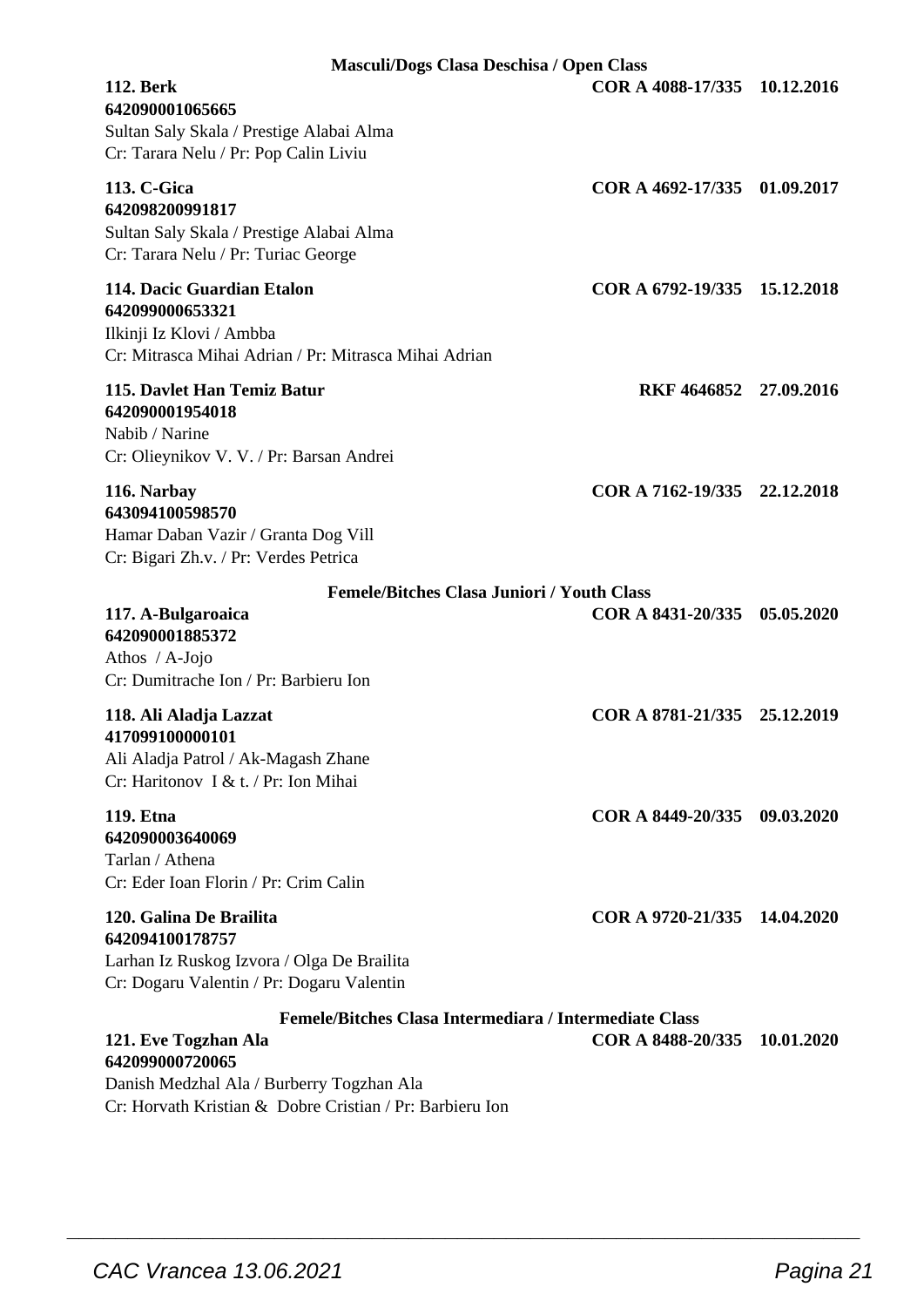### Masculi/Dogs Clasa Deschisa / Open Class

**112. Berk** **COR A 4088-17/335 10.12.2016**
**642090001065665**
Sultan Saly Skala / Prestige Alabai Alma
Cr: Tarara Nelu / Pr: Pop Calin Liviu

**113. C-Gica** **COR A 4692-17/335 01.09.2017**
**642098200991817**
Sultan Saly Skala / Prestige Alabai Alma
Cr: Tarara Nelu / Pr: Turiac George

**114. Dacic Guardian Etalon** **COR A 6792-19/335 15.12.2018**
**642099000653321**
Ilkinji Iz Klovi / Ambba
Cr: Mitrasca Mihai Adrian / Pr: Mitrasca Mihai Adrian

**115. Davlet Han Temiz Batur** **RKF 4646852 27.09.2016**
**642090001954018**
Nabib / Narine
Cr: Olieynikov V. V. / Pr: Barsan Andrei

**116. Narbay** **COR A 7162-19/335 22.12.2018**
**643094100598570**
Hamar Daban Vazir / Granta Dog Vill
Cr: Bigari Zh.v. / Pr: Verdes Petrica

### Femele/Bitches Clasa Juniori / Youth Class

**117. A-Bulgaroaica** **COR A 8431-20/335 05.05.2020**
**642090001885372**
Athos / A-Jojo
Cr: Dumitrache Ion / Pr: Barbieru Ion

**118. Ali Aladja Lazzat** **COR A 8781-21/335 25.12.2019**
**417099100000101**
Ali Aladja Patrol / Ak-Magash Zhane
Cr: Haritonov I & t. / Pr: Ion Mihai

**119. Etna** **COR A 8449-20/335 09.03.2020**
**642090003640069**
Tarlan / Athena
Cr: Eder Ioan Florin / Pr: Crim Calin

**120. Galina De Brailita** **COR A 9720-21/335 14.04.2020**
**642094100178757**
Larhan Iz Ruskog Izvora / Olga De Brailita
Cr: Dogaru Valentin / Pr: Dogaru Valentin

### Femele/Bitches Clasa Intermediara / Intermediate Class

**121. Eve Togzhan Ala** **COR A 8488-20/335 10.01.2020**
**642099000720065**
Danish Medzhal Ala / Burberry Togzhan Ala
Cr: Horvath Kristian & Dobre Cristian / Pr: Barbieru Ion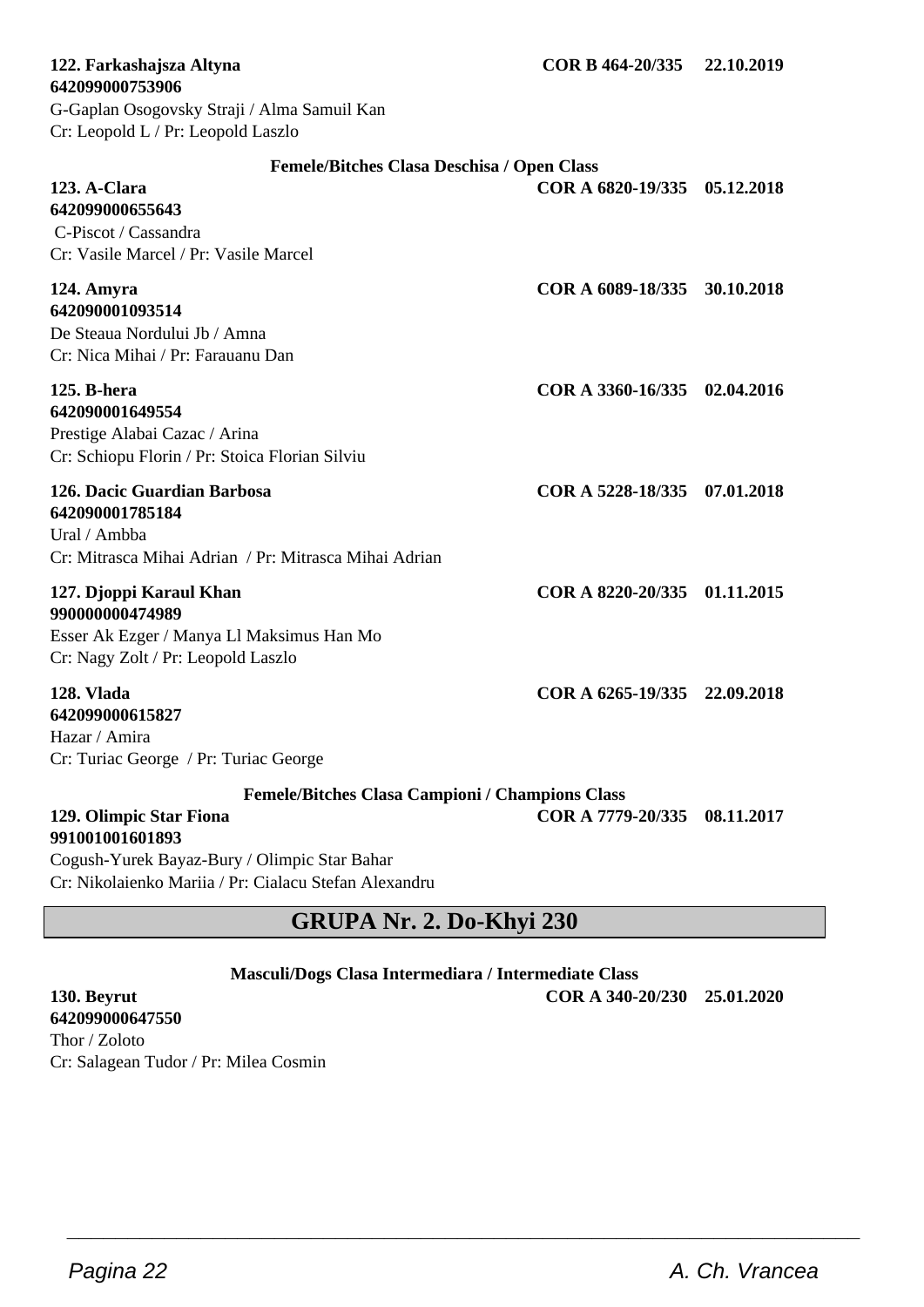**122. Farkashajsza Altyna** **COR B 464-20/335** **22.10.2019**
**642099000753906**
G-Gaplan Osogovsky Straji / Alma Samuil Kan
Cr: Leopold L / Pr: Leopold Laszlo

**Femele/Bitches Clasa Deschisa / Open Class**

**123. A-Clara** **COR A 6820-19/335** **05.12.2018**
**642099000655643**
C-Piscot / Cassandra
Cr: Vasile Marcel / Pr: Vasile Marcel

**124. Amyra** **COR A 6089-18/335** **30.10.2018**
**642090001093514**
De Steaua Nordului Jb / Amna
Cr: Nica Mihai / Pr: Farauanu Dan

**125. B-hera** **COR A 3360-16/335** **02.04.2016**
**642090001649554**
Prestige Alabai Cazac / Arina
Cr: Schiopu Florin / Pr: Stoica Florian Silviu

**126. Dacic Guardian Barbosa** **COR A 5228-18/335** **07.01.2018**
**642090001785184**
Ural / Ambba
Cr: Mitrasca Mihai Adrian / Pr: Mitrasca Mihai Adrian

**127. Djoppi Karaul Khan** **COR A 8220-20/335** **01.11.2015**
**990000000474989**
Esser Ak Ezger / Manya Ll Maksimus Han Mo
Cr: Nagy Zolt / Pr: Leopold Laszlo

**128. Vlada** **COR A 6265-19/335** **22.09.2018**
**642099000615827**
Hazar / Amira
Cr: Turiac George / Pr: Turiac George

**Femele/Bitches Clasa Campioni / Champions Class**

**129. Olimpic Star Fiona** **COR A 7779-20/335** **08.11.2017**
**991001001601893**
Cogush-Yurek Bayaz-Bury / Olimpic Star Bahar
Cr: Nikolaienko Mariia / Pr: Cialacu Stefan Alexandru

## GRUPA Nr. 2. Do-Khyi 230

**Masculi/Dogs Clasa Intermediara / Intermediate Class**

**130. Beyrut** **COR A 340-20/230** **25.01.2020**
**642099000647550**
Thor / Zoloto
Cr: Salagean Tudor / Pr: Milea Cosmin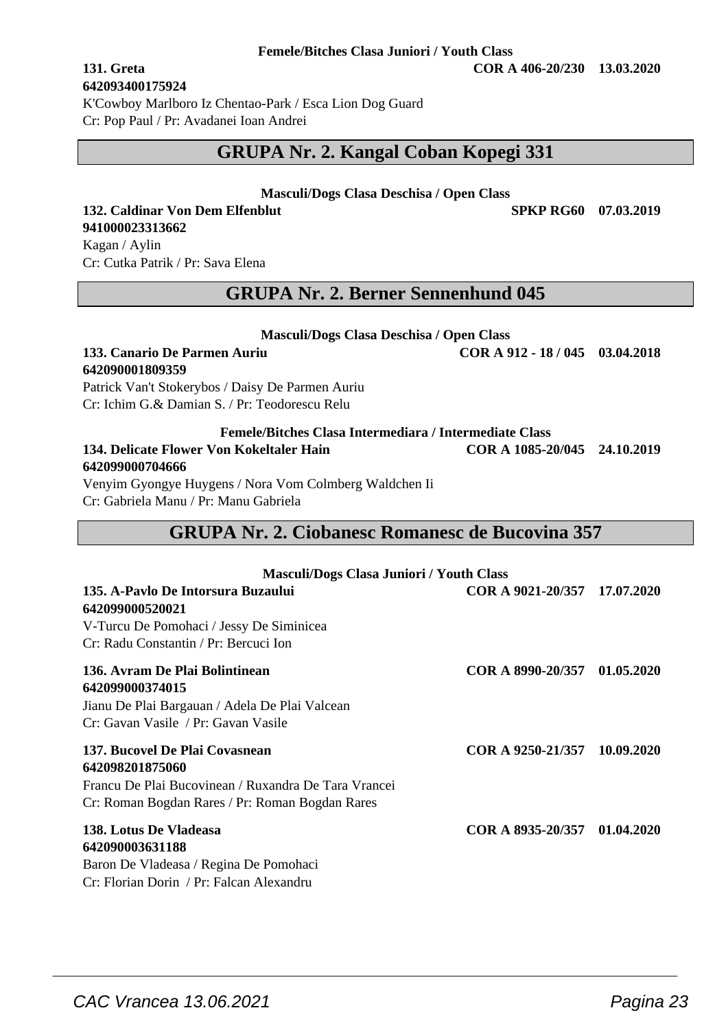**Femele/Bitches Clasa Juniori / Youth Class**

**131. Greta** **COR A 406-20/230 13.03.2020**
**642093400175924**
K'Cowboy Marlboro Iz Chentao-Park / Esca Lion Dog Guard
Cr: Pop Paul / Pr: Avadanei Ioan Andrei

## GRUPA Nr. 2. Kangal Coban Kopegi 331

**Masculi/Dogs Clasa Deschisa / Open Class**

**132. Caldinar Von Dem Elfenblut** **SPKP RG60 07.03.2019**
**941000023313662**
Kagan / Aylin
Cr: Cutka Patrik / Pr: Sava Elena

## GRUPA Nr. 2. Berner Sennenhund 045

**Masculi/Dogs Clasa Deschisa / Open Class**

**133. Canario De Parmen Auriu** **COR A 912 - 18 / 045 03.04.2018**
**642090001809359**
Patrick Van't Stokerybos / Daisy De Parmen Auriu
Cr: Ichim G.& Damian S. / Pr: Teodorescu Relu

**Femele/Bitches Clasa Intermediara / Intermediate Class**

**134. Delicate Flower Von Kokeltaler Hain** **COR A 1085-20/045 24.10.2019**
**642099000704666**
Venyim Gyongye Huygens / Nora Vom Colmberg Waldchen Ii
Cr: Gabriela Manu / Pr: Manu Gabriela

## GRUPA Nr. 2. Ciobanesc Romanesc de Bucovina 357

**Masculi/Dogs Clasa Juniori / Youth Class**

**135. A-Pavlo De Intorsura Buzaului** **COR A 9021-20/357 17.07.2020**
**642099000520021**
V-Turcu De Pomohaci / Jessy De Siminicea
Cr: Radu Constantin / Pr: Bercuci Ion

**136. Avram De Plai Bolintinean** **COR A 8990-20/357 01.05.2020**
**642099000374015**
Jianu De Plai Bargauan / Adela De Plai Valcean
Cr: Gavan Vasile / Pr: Gavan Vasile

**137. Bucovel De Plai Covasnean** **COR A 9250-21/357 10.09.2020**
**642098201875060**
Francu De Plai Bucovinean / Ruxandra De Tara Vrancei
Cr: Roman Bogdan Rares / Pr: Roman Bogdan Rares

**138. Lotus De Vladeasa** **COR A 8935-20/357 01.04.2020**
**642090003631188**
Baron De Vladeasa / Regina De Pomohaci
Cr: Florian Dorin / Pr: Falcan Alexandru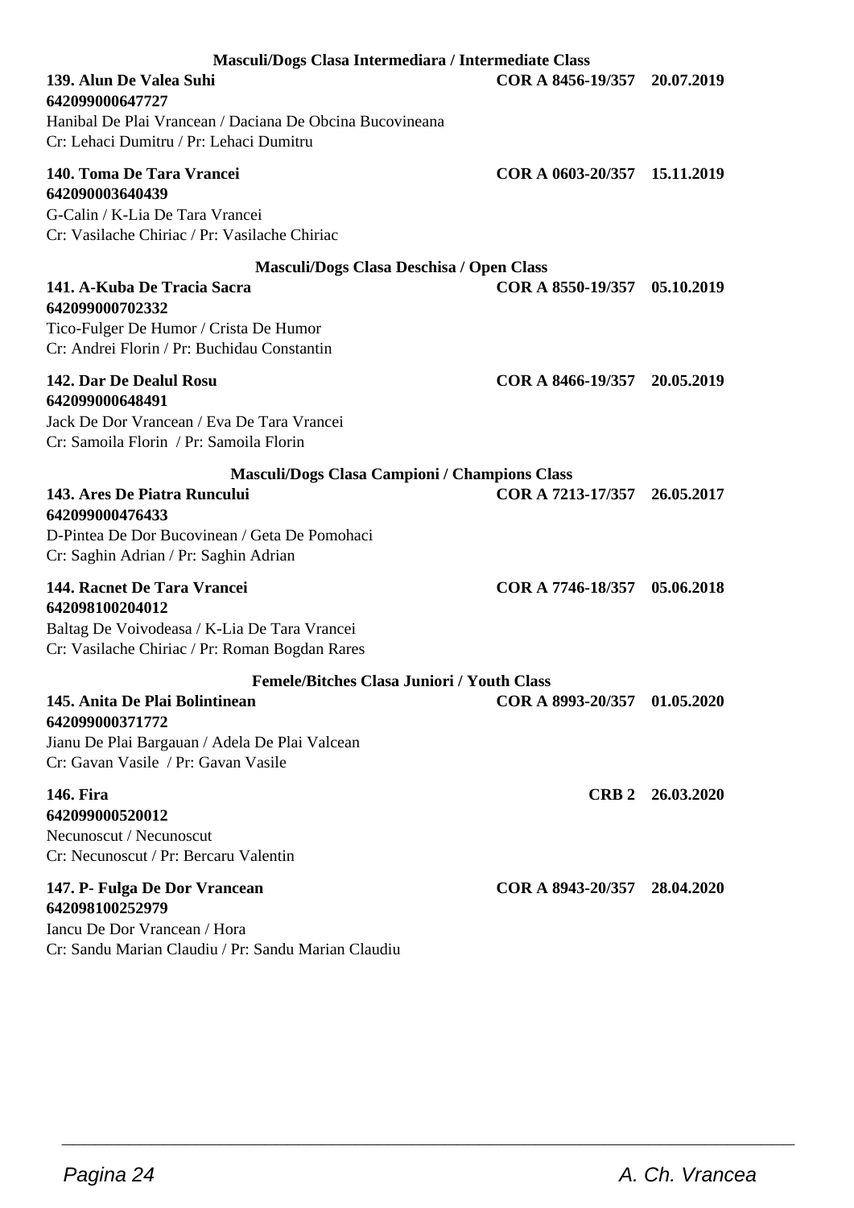### Masculi/Dogs Clasa Intermediara / Intermediate Class

**139. Alun De Valea Suhi** **COR A 8456-19/357 20.07.2019**
**642099000647727**
Hanibal De Plai Vrancean / Daciana De Obcina Bucovineana
Cr: Lehaci Dumitru / Pr: Lehaci Dumitru

**140. Toma De Tara Vrancei** **COR A 0603-20/357 15.11.2019**
**642090003640439**
G-Calin / K-Lia De Tara Vrancei
Cr: Vasilache Chiriac / Pr: Vasilache Chiriac

### Masculi/Dogs Clasa Deschisa / Open Class

**141. A-Kuba De Tracia Sacra** **COR A 8550-19/357 05.10.2019**
**642099000702332**
Tico-Fulger De Humor / Crista De Humor
Cr: Andrei Florin / Pr: Buchidau Constantin

**142. Dar De Dealul Rosu** **COR A 8466-19/357 20.05.2019**
**642099000648491**
Jack De Dor Vrancean / Eva De Tara Vrancei
Cr: Samoila Florin / Pr: Samoila Florin

### Masculi/Dogs Clasa Campioni / Champions Class

**143. Ares De Piatra Runcului** **COR A 7213-17/357 26.05.2017**
**642099000476433**
D-Pintea De Dor Bucovinean / Geta De Pomohaci
Cr: Saghin Adrian / Pr: Saghin Adrian

**144. Racnet De Tara Vrancei** **COR A 7746-18/357 05.06.2018**
**642098100204012**
Baltag De Voivodeasa / K-Lia De Tara Vrancei
Cr: Vasilache Chiriac / Pr: Roman Bogdan Rares

### Femele/Bitches Clasa Juniori / Youth Class

**145. Anita De Plai Bolintinean** **COR A 8993-20/357 01.05.2020**
**642099000371772**
Jianu De Plai Bargauan / Adela De Plai Valcean
Cr: Gavan Vasile / Pr: Gavan Vasile

**146. Fira** **CRB 2 26.03.2020**
**642099000520012**
Necunoscut / Necunoscut
Cr: Necunoscut / Pr: Bercaru Valentin

**147. P- Fulga De Dor Vrancean** **COR A 8943-20/357 28.04.2020**
**642098100252979**
Iancu De Dor Vrancean / Hora
Cr: Sandu Marian Claudiu / Pr: Sandu Marian Claudiu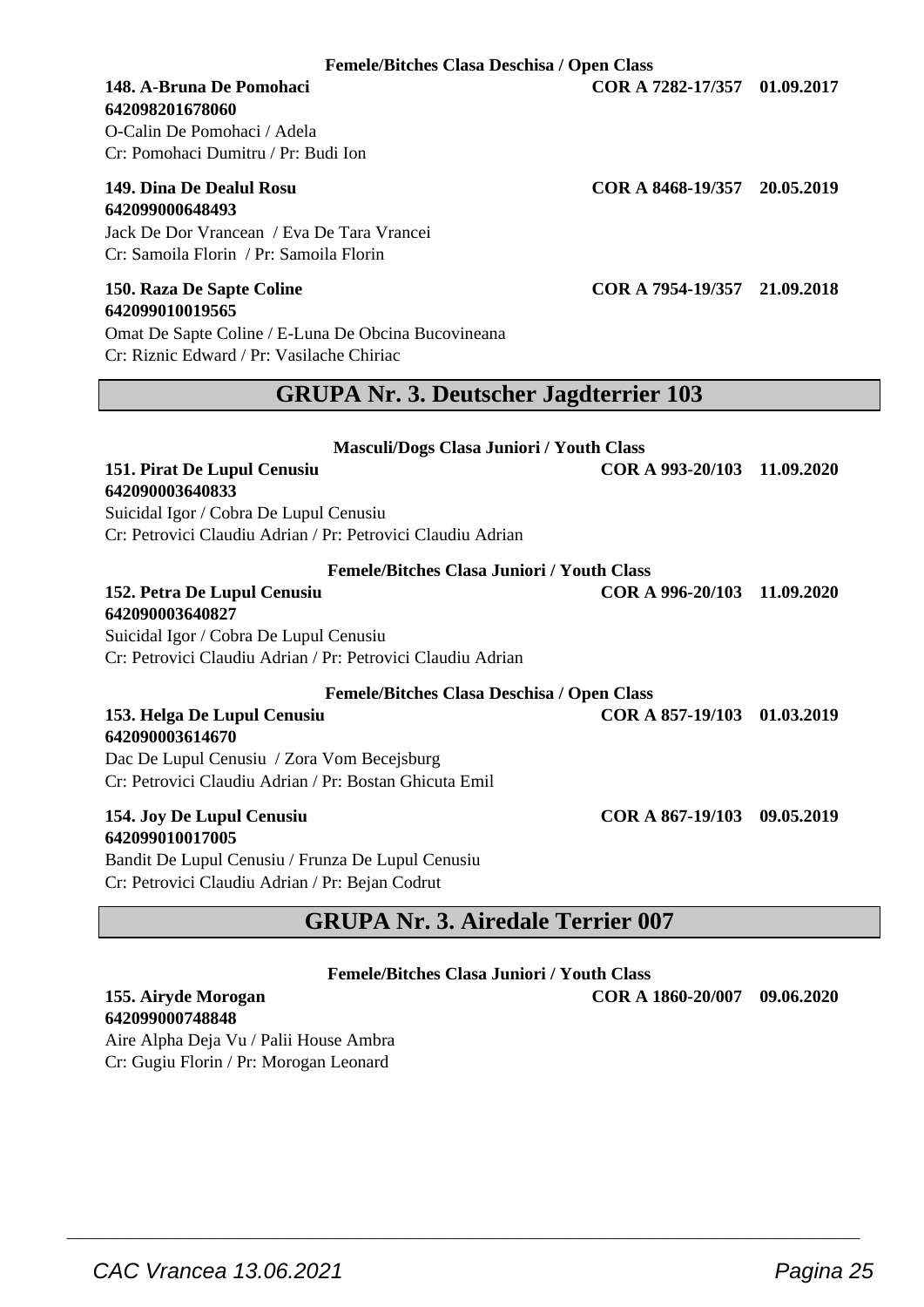**Femele/Bitches Clasa Deschisa / Open Class**

**148. A-Bruna De Pomohaci** **COR A 7282-17/357 01.09.2017**
**642098201678060**
O-Calin De Pomohaci / Adela
Cr: Pomohaci Dumitru / Pr: Budi Ion

**149. Dina De Dealul Rosu** **COR A 8468-19/357 20.05.2019**
**642099000648493**
Jack De Dor Vrancean / Eva De Tara Vrancei
Cr: Samoila Florin / Pr: Samoila Florin

**150. Raza De Sapte Coline** **COR A 7954-19/357 21.09.2018**
**642099010019565**
Omat De Sapte Coline / E-Luna De Obcina Bucovineana
Cr: Riznic Edward / Pr: Vasilache Chiriac

## GRUPA Nr. 3. Deutscher Jagdterrier 103

**Masculi/Dogs Clasa Juniori / Youth Class**

**151. Pirat De Lupul Cenusiu** **COR A 993-20/103 11.09.2020**
**642090003640833**
Suicidal Igor / Cobra De Lupul Cenusiu
Cr: Petrovici Claudiu Adrian / Pr: Petrovici Claudiu Adrian

**Femele/Bitches Clasa Juniori / Youth Class**

**152. Petra De Lupul Cenusiu** **COR A 996-20/103 11.09.2020**
**642090003640827**
Suicidal Igor / Cobra De Lupul Cenusiu
Cr: Petrovici Claudiu Adrian / Pr: Petrovici Claudiu Adrian

**Femele/Bitches Clasa Deschisa / Open Class**

**153. Helga De Lupul Cenusiu** **COR A 857-19/103 01.03.2019**
**642090003614670**
Dac De Lupul Cenusiu / Zora Vom Becejsburg
Cr: Petrovici Claudiu Adrian / Pr: Bostan Ghicuta Emil

**154. Joy De Lupul Cenusiu** **COR A 867-19/103 09.05.2019**
**642099010017005**
Bandit De Lupul Cenusiu / Frunza De Lupul Cenusiu
Cr: Petrovici Claudiu Adrian / Pr: Bejan Codrut

## GRUPA Nr. 3. Airedale Terrier 007

**Femele/Bitches Clasa Juniori / Youth Class**

**155. Airyde Morogan** **COR A 1860-20/007 09.06.2020**
**642099000748848**
Aire Alpha Deja Vu / Palii House Ambra
Cr: Gugiu Florin / Pr: Morogan Leonard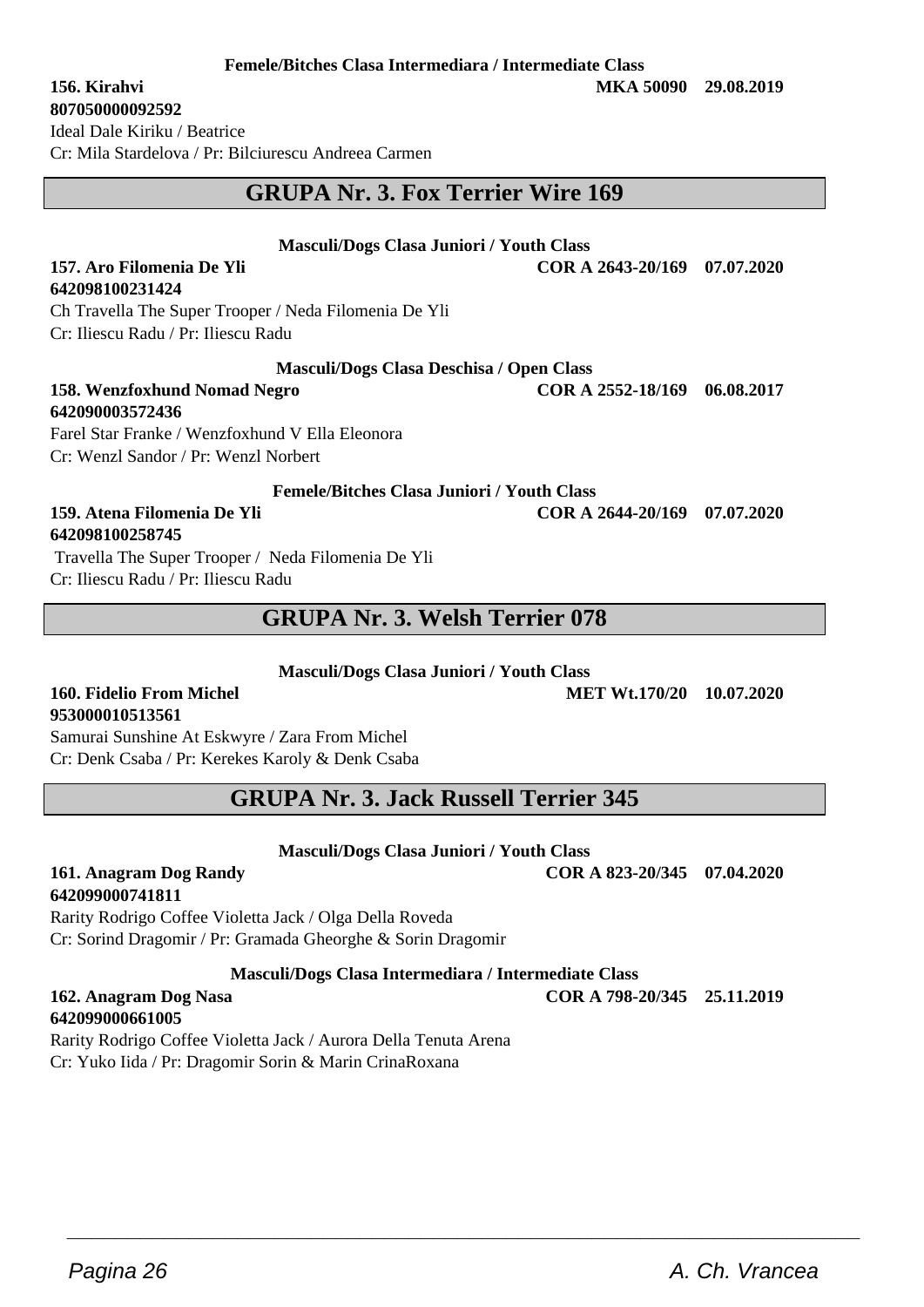**Femele/Bitches Clasa Intermediara / Intermediate Class**

**156. Kirahvi** **MKA 50090 29.08.2019**
**807050000092592**
Ideal Dale Kiriku / Beatrice
Cr: Mila Stardelova / Pr: Bilciurescu Andreea Carmen

## GRUPA Nr. 3. Fox Terrier Wire 169

**Masculi/Dogs Clasa Juniori / Youth Class**

**157. Aro Filomenia De Yli** **COR A 2643-20/169 07.07.2020**
**642098100231424**
Ch Travella The Super Trooper / Neda Filomenia De Yli
Cr: Iliescu Radu / Pr: Iliescu Radu

**Masculi/Dogs Clasa Deschisa / Open Class**

**158. Wenzfoxhund Nomad Negro** **COR A 2552-18/169 06.08.2017**
**642090003572436**
Farel Star Franke / Wenzfoxhund V Ella Eleonora
Cr: Wenzl Sandor / Pr: Wenzl Norbert

**Femele/Bitches Clasa Juniori / Youth Class**

**159. Atena Filomenia De Yli** **COR A 2644-20/169 07.07.2020**
**642098100258745**
Travella The Super Trooper / Neda Filomenia De Yli
Cr: Iliescu Radu / Pr: Iliescu Radu

## GRUPA Nr. 3. Welsh Terrier 078

**Masculi/Dogs Clasa Juniori / Youth Class**

**160. Fidelio From Michel** **MET Wt.170/20 10.07.2020**
**953000010513561**
Samurai Sunshine At Eskwyre / Zara From Michel
Cr: Denk Csaba / Pr: Kerekes Karoly & Denk Csaba

## GRUPA Nr. 3. Jack Russell Terrier 345

**Masculi/Dogs Clasa Juniori / Youth Class**

**161. Anagram Dog Randy** **COR A 823-20/345 07.04.2020**
**642099000741811**
Rarity Rodrigo Coffee Violetta Jack / Olga Della Roveda
Cr: Sorind Dragomir / Pr: Gramada Gheorghe & Sorin Dragomir

**Masculi/Dogs Clasa Intermediara / Intermediate Class**

**162. Anagram Dog Nasa** **COR A 798-20/345 25.11.2019**
**642099000661005**
Rarity Rodrigo Coffee Violetta Jack / Aurora Della Tenuta Arena
Cr: Yuko Iida / Pr: Dragomir Sorin & Marin CrinaRoxana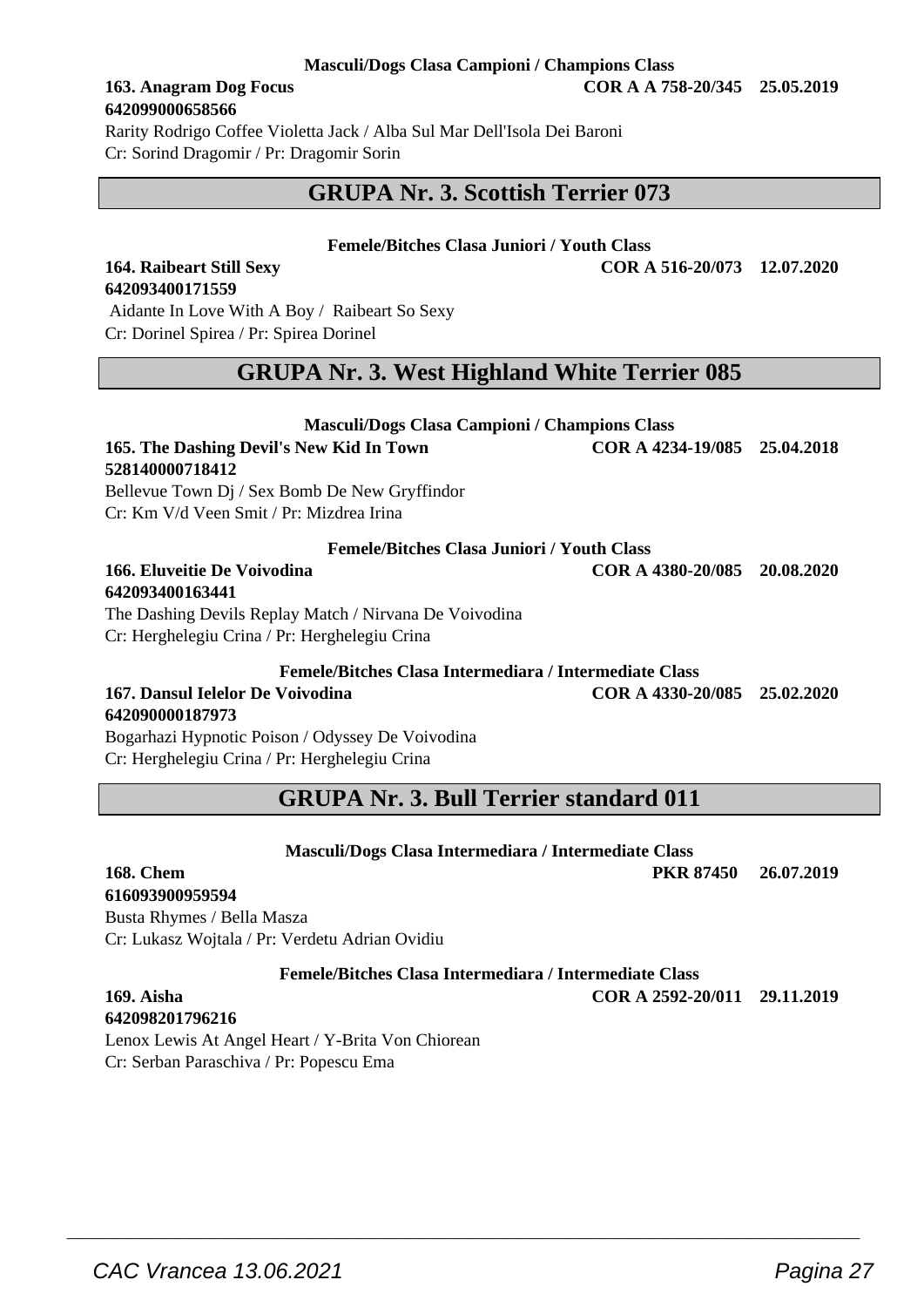**Masculi/Dogs Clasa Campioni / Champions Class**

**163. Anagram Dog Focus** **COR A A 758-20/345 25.05.2019**
**642099000658566**
Rarity Rodrigo Coffee Violetta Jack / Alba Sul Mar Dell'Isola Dei Baroni
Cr: Sorind Dragomir / Pr: Dragomir Sorin

## GRUPA Nr. 3. Scottish Terrier 073

**Femele/Bitches Clasa Juniori / Youth Class**

**164. Raibeart Still Sexy** **COR A 516-20/073 12.07.2020**
**642093400171559**
Aidante In Love With A Boy / Raibeart So Sexy
Cr: Dorinel Spirea / Pr: Spirea Dorinel

## GRUPA Nr. 3. West Highland White Terrier 085

**Masculi/Dogs Clasa Campioni / Champions Class**

**165. The Dashing Devil's New Kid In Town** **COR A 4234-19/085 25.04.2018**
**528140000718412**
Bellevue Town Dj / Sex Bomb De New Gryffindor
Cr: Km V/d Veen Smit / Pr: Mizdrea Irina

**Femele/Bitches Clasa Juniori / Youth Class**

**166. Eluveitie De Voivodina** **COR A 4380-20/085 20.08.2020**
**642093400163441**
The Dashing Devils Replay Match / Nirvana De Voivodina
Cr: Herghelegiu Crina / Pr: Herghelegiu Crina

**Femele/Bitches Clasa Intermediara / Intermediate Class**

**167. Dansul Ielelor De Voivodina** **COR A 4330-20/085 25.02.2020**
**642090000187973**
Bogarhazi Hypnotic Poison / Odyssey De Voivodina
Cr: Herghelegiu Crina / Pr: Herghelegiu Crina

## GRUPA Nr. 3. Bull Terrier standard 011

**Masculi/Dogs Clasa Intermediara / Intermediate Class**

**168. Chem** **PKR 87450 26.07.2019**
**616093900959594**
Busta Rhymes / Bella Masza
Cr: Lukasz Wojtala / Pr: Verdetu Adrian Ovidiu

**Femele/Bitches Clasa Intermediara / Intermediate Class**

**169. Aisha** **COR A 2592-20/011 29.11.2019**
**642098201796216**
Lenox Lewis At Angel Heart / Y-Brita Von Chiorean
Cr: Serban Paraschiva / Pr: Popescu Ema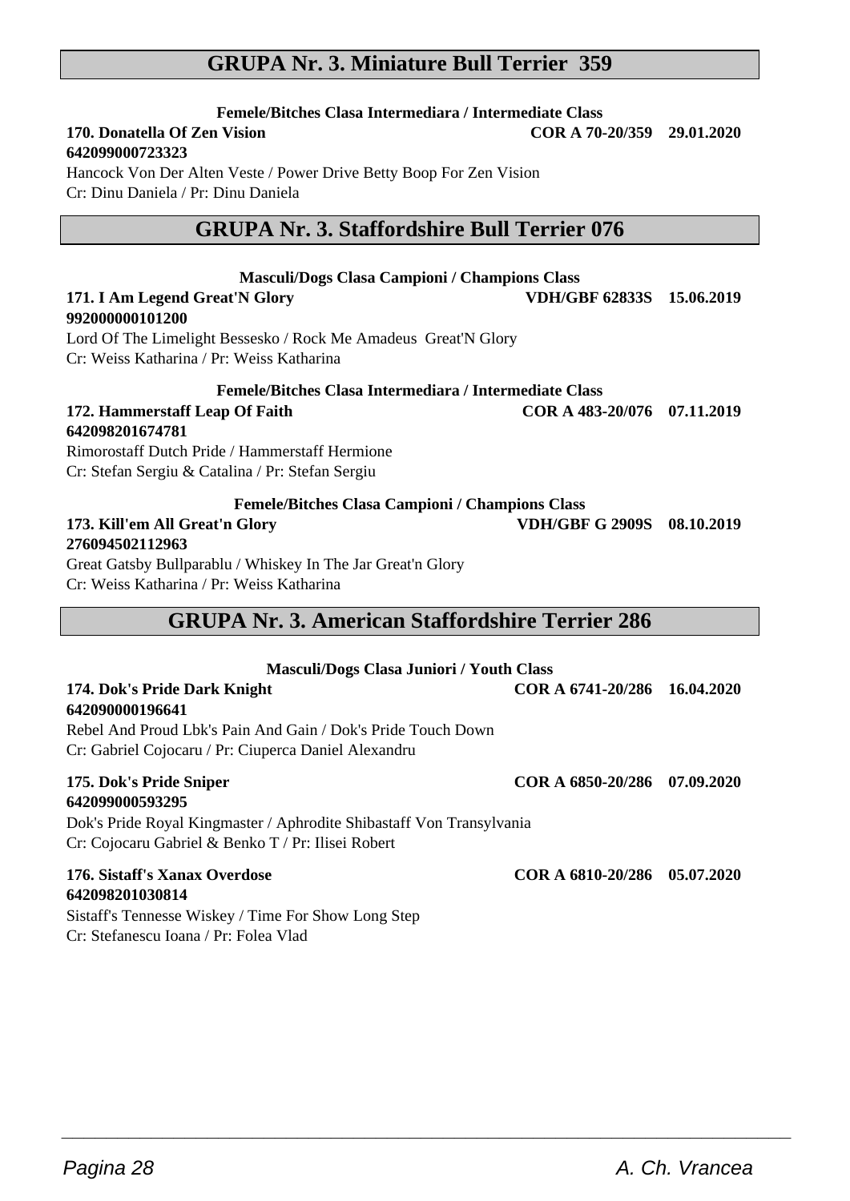## GRUPA Nr. 3. Miniature Bull Terrier 359

**Femele/Bitches Clasa Intermediara / Intermediate Class**

**170. Donatella Of Zen Vision** **COR A 70-20/359 29.01.2020**
**642099000723323**
Hancock Von Der Alten Veste / Power Drive Betty Boop For Zen Vision
Cr: Dinu Daniela / Pr: Dinu Daniela

## GRUPA Nr. 3. Staffordshire Bull Terrier 076

**Masculi/Dogs Clasa Campioni / Champions Class**

**171. I Am Legend Great'N Glory** **VDH/GBF 62833S 15.06.2019**
**992000000101200**
Lord Of The Limelight Bessesko / Rock Me Amadeus Great'N Glory
Cr: Weiss Katharina / Pr: Weiss Katharina

**Femele/Bitches Clasa Intermediara / Intermediate Class**

**172. Hammerstaff Leap Of Faith** **COR A 483-20/076 07.11.2019**
**642098201674781**
Rimorostaff Dutch Pride / Hammerstaff Hermione
Cr: Stefan Sergiu & Catalina / Pr: Stefan Sergiu

**Femele/Bitches Clasa Campioni / Champions Class**

**173. Kill'em All Great'n Glory** **VDH/GBF G 2909S 08.10.2019**
**276094502112963**
Great Gatsby Bullparablu / Whiskey In The Jar Great'n Glory
Cr: Weiss Katharina / Pr: Weiss Katharina

## GRUPA Nr. 3. American Staffordshire Terrier 286

**Masculi/Dogs Clasa Juniori / Youth Class**

**174. Dok's Pride Dark Knight** **COR A 6741-20/286 16.04.2020**
**642090000196641**
Rebel And Proud Lbk's Pain And Gain / Dok's Pride Touch Down
Cr: Gabriel Cojocaru / Pr: Ciuperca Daniel Alexandru

**175. Dok's Pride Sniper** **COR A 6850-20/286 07.09.2020**
**642099000593295**
Dok's Pride Royal Kingmaster / Aphrodite Shibastaff Von Transylvania
Cr: Cojocaru Gabriel & Benko T / Pr: Ilisei Robert

**176. Sistaff's Xanax Overdose** **COR A 6810-20/286 05.07.2020**
**642098201030814**
Sistaff's Tennesse Wiskey / Time For Show Long Step
Cr: Stefanescu Ioana / Pr: Folea Vlad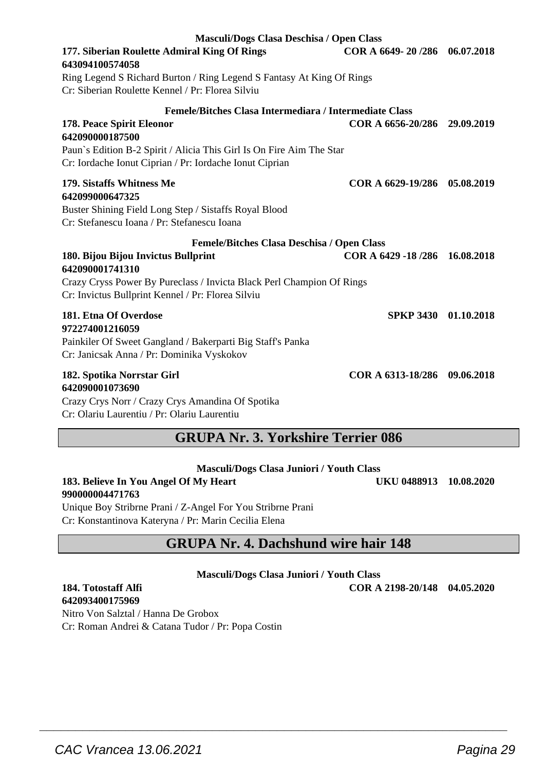**Masculi/Dogs Clasa Deschisa / Open Class**

**177. Siberian Roulette Admiral King Of Rings** **COR A 6649- 20 /286 06.07.2018**
**643094100574058**
Ring Legend S Richard Burton / Ring Legend S Fantasy At King Of Rings
Cr: Siberian Roulette Kennel / Pr: Florea Silviu

**Femele/Bitches Clasa Intermediara / Intermediate Class**

**178. Peace Spirit Eleonor** **COR A 6656-20/286 29.09.2019**
**642090000187500**
Paun`s Edition B-2 Spirit / Alicia This Girl Is On Fire Aim The Star
Cr: Iordache Ionut Ciprian / Pr: Iordache Ionut Ciprian

**179. Sistaffs Whitness Me** **COR A 6629-19/286 05.08.2019**
**642099000647325**
Buster Shining Field Long Step / Sistaffs Royal Blood
Cr: Stefanescu Ioana / Pr: Stefanescu Ioana

**Femele/Bitches Clasa Deschisa / Open Class**

**180. Bijou Bijou Invictus Bullprint** **COR A 6429 -18 /286 16.08.2018**
**642090001741310**
Crazy Cryss Power By Pureclass / Invicta Black Perl Champion Of Rings
Cr: Invictus Bullprint Kennel / Pr: Florea Silviu

**181. Etna Of Overdose** **SPKP 3430 01.10.2018**
**972274001216059**
Painkiler Of Sweet Gangland / Bakerparti Big Staff's Panka
Cr: Janicsak Anna / Pr: Dominika Vyskokov

**182. Spotika Norrstar Girl** **COR A 6313-18/286 09.06.2018**
**642090001073690**
Crazy Crys Norr / Crazy Crys Amandina Of Spotika
Cr: Olariu Laurentiu / Pr: Olariu Laurentiu

## GRUPA Nr. 3. Yorkshire Terrier 086

**Masculi/Dogs Clasa Juniori / Youth Class**

**183. Believe In You Angel Of My Heart** **UKU 0488913 10.08.2020**
**990000004471763**
Unique Boy Stribrne Prani / Z-Angel For You Stribrne Prani
Cr: Konstantinova Kateryna / Pr: Marin Cecilia Elena

## GRUPA Nr. 4. Dachshund wire hair 148

**Masculi/Dogs Clasa Juniori / Youth Class**

**184. Totostaff Alfi** **COR A 2198-20/148 04.05.2020**
**642093400175969**
Nitro Von Salztal / Hanna De Grobox
Cr: Roman Andrei & Catana Tudor / Pr: Popa Costin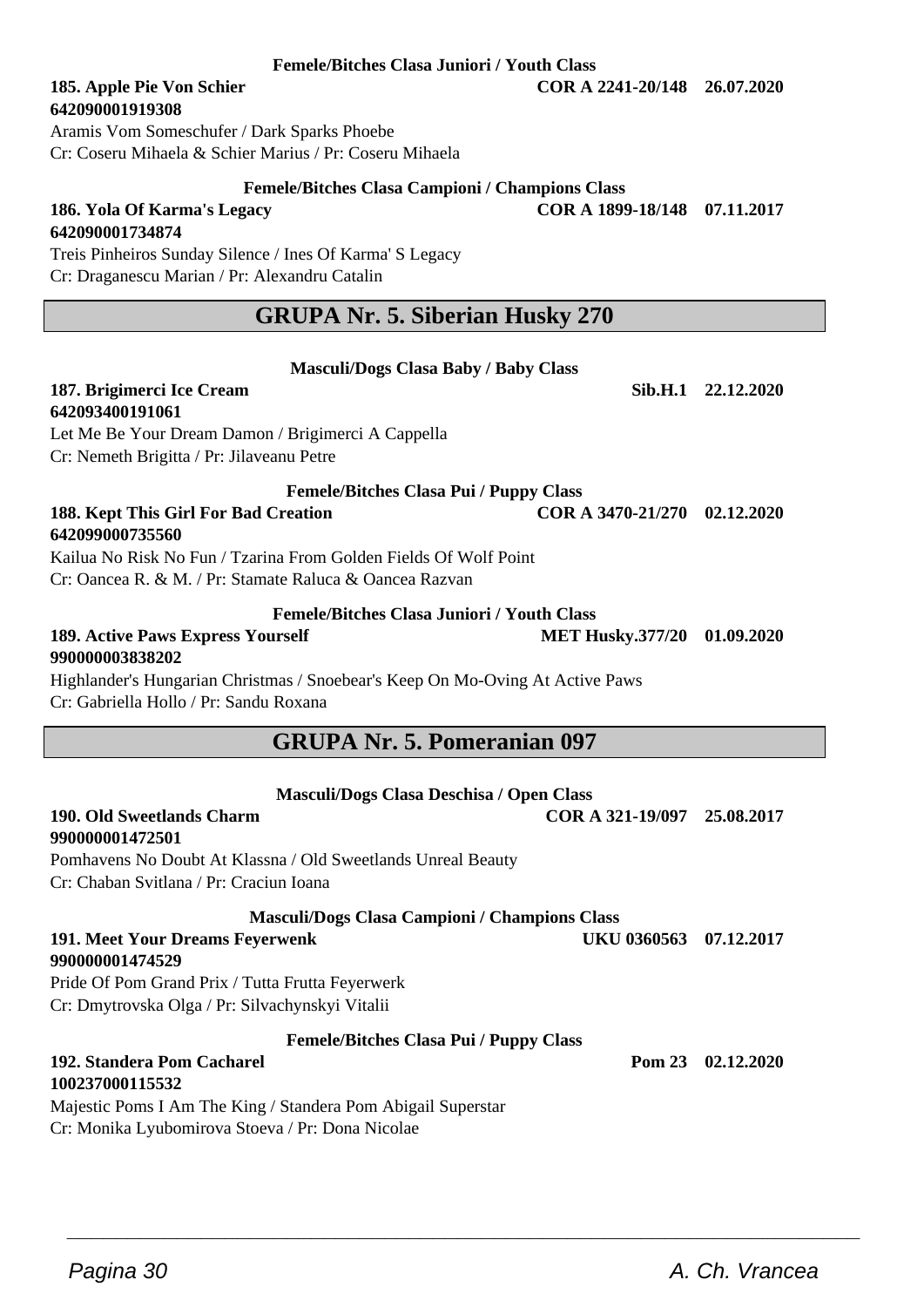**Femele/Bitches Clasa Juniori / Youth Class**

**185. Apple Pie Von Schier** **COR A 2241-20/148 26.07.2020**
**642090001919308**
Aramis Vom Someschufer / Dark Sparks Phoebe
Cr: Coseru Mihaela & Schier Marius / Pr: Coseru Mihaela

**Femele/Bitches Clasa Campioni / Champions Class**

**186. Yola Of Karma's Legacy** **COR A 1899-18/148 07.11.2017**
**642090001734874**
Treis Pinheiros Sunday Silence / Ines Of Karma' S Legacy
Cr: Draganescu Marian / Pr: Alexandru Catalin

## GRUPA Nr. 5. Siberian Husky 270

**Masculi/Dogs Clasa Baby / Baby Class**

**187. Brigimerci Ice Cream** **Sib.H.1 22.12.2020**
**642093400191061**
Let Me Be Your Dream Damon / Brigimerci A Cappella
Cr: Nemeth Brigitta / Pr: Jilaveanu Petre

**Femele/Bitches Clasa Pui / Puppy Class**

**188. Kept This Girl For Bad Creation** **COR A 3470-21/270 02.12.2020**
**642099000735560**
Kailua No Risk No Fun / Tzarina From Golden Fields Of Wolf Point
Cr: Oancea R. & M. / Pr: Stamate Raluca & Oancea Razvan

**Femele/Bitches Clasa Juniori / Youth Class**

**189. Active Paws Express Yourself** **MET Husky.377/20 01.09.2020**
**990000003838202**
Highlander's Hungarian Christmas / Snoebear's Keep On Mo-Oving At Active Paws
Cr: Gabriella Hollo / Pr: Sandu Roxana

## GRUPA Nr. 5. Pomeranian 097

**Masculi/Dogs Clasa Deschisa / Open Class**

**190. Old Sweetlands Charm** **COR A 321-19/097 25.08.2017**
**990000001472501**
Pomhavens No Doubt At Klassna / Old Sweetlands Unreal Beauty
Cr: Chaban Svitlana / Pr: Craciun Ioana

**Masculi/Dogs Clasa Campioni / Champions Class**

**191. Meet Your Dreams Feyerwenk** **UKU 0360563 07.12.2017**
**990000001474529**
Pride Of Pom Grand Prix / Tutta Frutta Feyerwerk
Cr: Dmytrovska Olga / Pr: Silvachynskyi Vitalii

**Femele/Bitches Clasa Pui / Puppy Class**

**192. Standera Pom Cacharel** **Pom 23 02.12.2020**
**100237000115532**
Majestic Poms I Am The King / Standera Pom Abigail Superstar
Cr: Monika Lyubomirova Stoeva / Pr: Dona Nicolae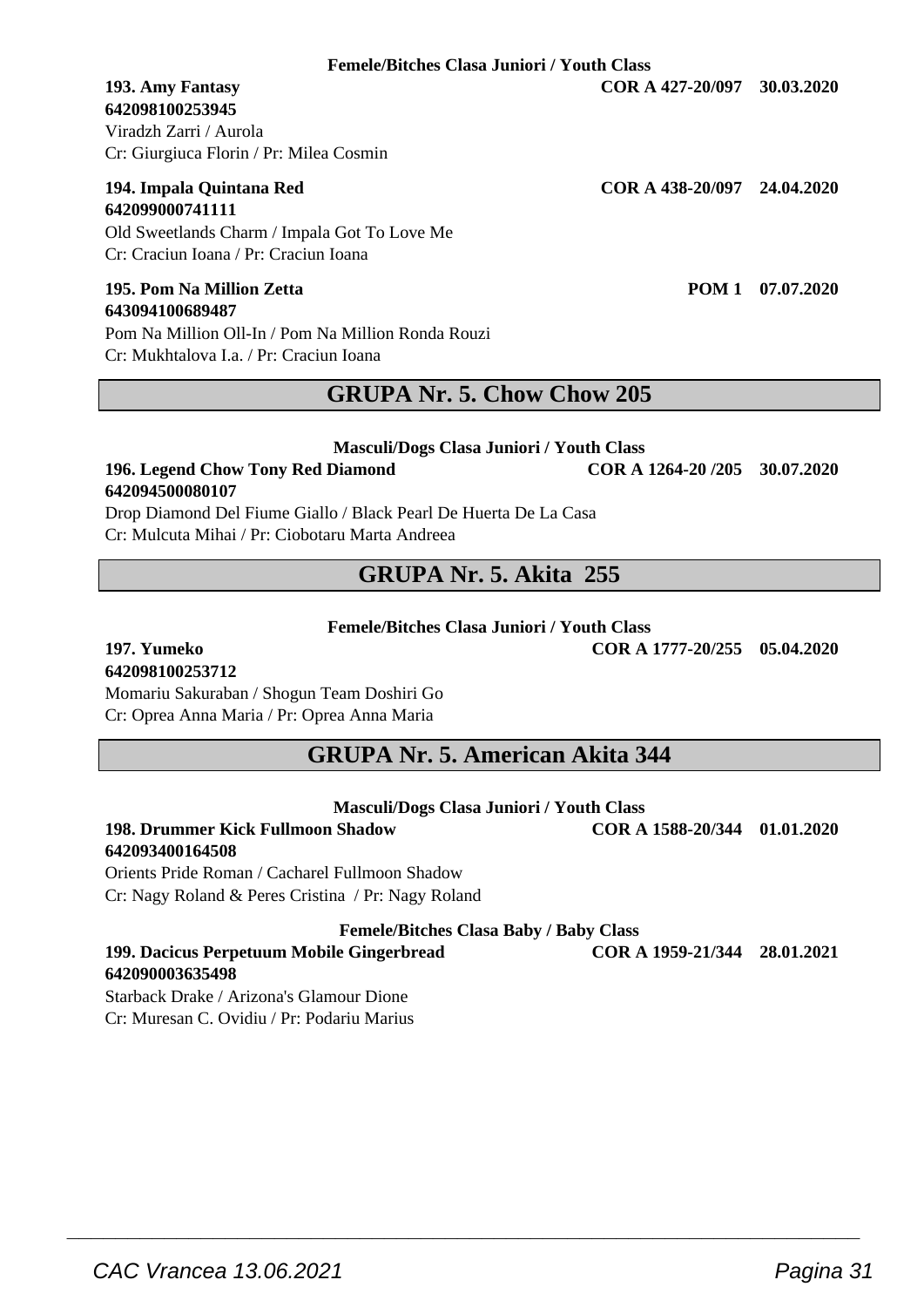**Femele/Bitches Clasa Juniori / Youth Class**

**193. Amy Fantasy** **COR A 427-20/097 30.03.2020**
**642098100253945**
Viradzh Zarri / Aurola
Cr: Giurgiuca Florin / Pr: Milea Cosmin

**194. Impala Quintana Red** **COR A 438-20/097 24.04.2020**
**642099000741111**
Old Sweetlands Charm / Impala Got To Love Me
Cr: Craciun Ioana / Pr: Craciun Ioana

**195. Pom Na Million Zetta** **POM 1 07.07.2020**
**643094100689487**
Pom Na Million Oll-In / Pom Na Million Ronda Rouzi
Cr: Mukhtalova I.a. / Pr: Craciun Ioana

## GRUPA Nr. 5. Chow Chow 205

**Masculi/Dogs Clasa Juniori / Youth Class**

**196. Legend Chow Tony Red Diamond** **COR A 1264-20 /205 30.07.2020**
**642094500080107**
Drop Diamond Del Fiume Giallo / Black Pearl De Huerta De La Casa
Cr: Mulcuta Mihai / Pr: Ciobotaru Marta Andreea

## GRUPA Nr. 5. Akita 255

**Femele/Bitches Clasa Juniori / Youth Class**

**197. Yumeko** **COR A 1777-20/255 05.04.2020**
**642098100253712**
Momariu Sakuraban / Shogun Team Doshiri Go
Cr: Oprea Anna Maria / Pr: Oprea Anna Maria

## GRUPA Nr. 5. American Akita 344

**Masculi/Dogs Clasa Juniori / Youth Class**

**198. Drummer Kick Fullmoon Shadow** **COR A 1588-20/344 01.01.2020**
**642093400164508**
Orients Pride Roman / Cacharel Fullmoon Shadow
Cr: Nagy Roland & Peres Cristina / Pr: Nagy Roland

**Femele/Bitches Clasa Baby / Baby Class**

**199. Dacicus Perpetuum Mobile Gingerbread** **COR A 1959-21/344 28.01.2021**
**642090003635498**
Starback Drake / Arizona's Glamour Dione
Cr: Muresan C. Ovidiu / Pr: Podariu Marius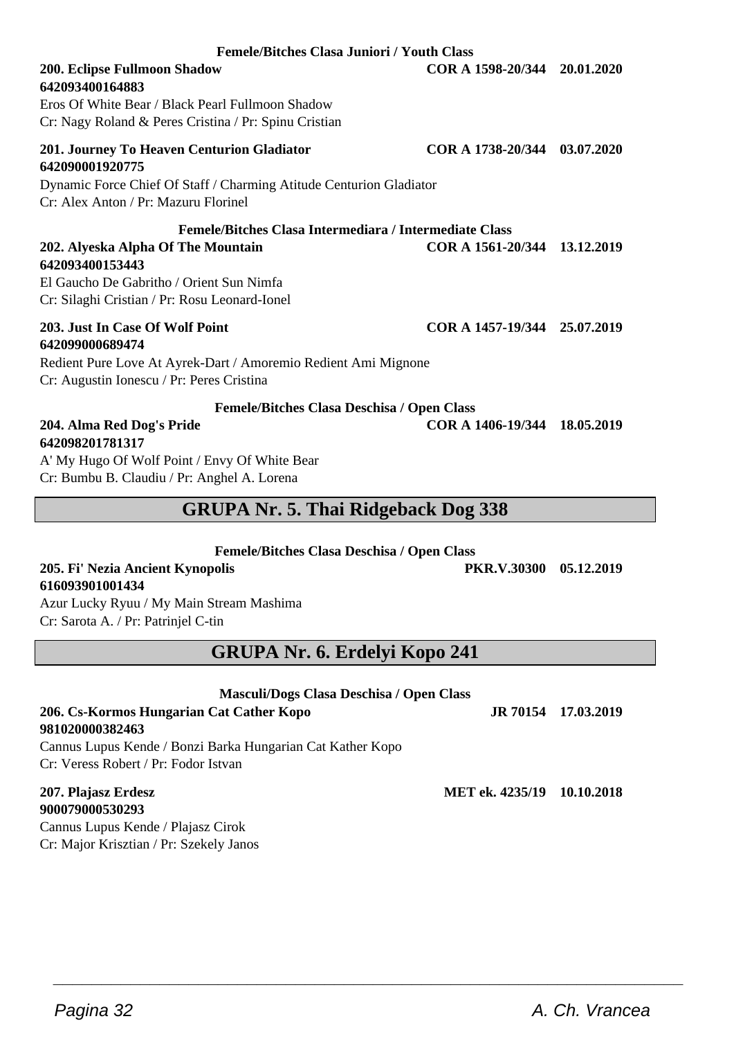**Femele/Bitches Clasa Juniori / Youth Class**

**200. Eclipse Fullmoon Shadow** **COR A 1598-20/344 20.01.2020**
**642093400164883**
Eros Of White Bear / Black Pearl Fullmoon Shadow
Cr: Nagy Roland & Peres Cristina / Pr: Spinu Cristian

**201. Journey To Heaven Centurion Gladiator** **COR A 1738-20/344 03.07.2020**
**642090001920775**
Dynamic Force Chief Of Staff / Charming Atitude Centurion Gladiator
Cr: Alex Anton / Pr: Mazuru Florinel

**Femele/Bitches Clasa Intermediara / Intermediate Class**

**202. Alyeska Alpha Of The Mountain** **COR A 1561-20/344 13.12.2019**
**642093400153443**
El Gaucho De Gabritho / Orient Sun Nimfa
Cr: Silaghi Cristian / Pr: Rosu Leonard-Ionel

**203. Just In Case Of Wolf Point** **COR A 1457-19/344 25.07.2019**
**642099000689474**
Redient Pure Love At Ayrek-Dart / Amoremio Redient Ami Mignone
Cr: Augustin Ionescu / Pr: Peres Cristina

**Femele/Bitches Clasa Deschisa / Open Class**

**204. Alma Red Dog's Pride** **COR A 1406-19/344 18.05.2019**
**642098201781317**
A' My Hugo Of Wolf Point / Envy Of White Bear
Cr: Bumbu B. Claudiu / Pr: Anghel A. Lorena

## GRUPA Nr. 5. Thai Ridgeback Dog 338

**Femele/Bitches Clasa Deschisa / Open Class**

**205. Fi' Nezia Ancient Kynopolis** **PKR.V.30300 05.12.2019**
**616093901001434**
Azur Lucky Ryuu / My Main Stream Mashima
Cr: Sarota A. / Pr: Patrinjel C-tin

## GRUPA Nr. 6. Erdelyi Kopo 241

**Masculi/Dogs Clasa Deschisa / Open Class**

**206. Cs-Kormos Hungarian Cat Cather Kopo** **JR 70154 17.03.2019**
**981020000382463**
Cannus Lupus Kende / Bonzi Barka Hungarian Cat Kather Kopo
Cr: Veress Robert / Pr: Fodor Istvan

**207. Plajasz Erdesz** **MET ek. 4235/19 10.10.2018**
**900079000530293**
Cannus Lupus Kende / Plajasz Cirok
Cr: Major Krisztian / Pr: Szekely Janos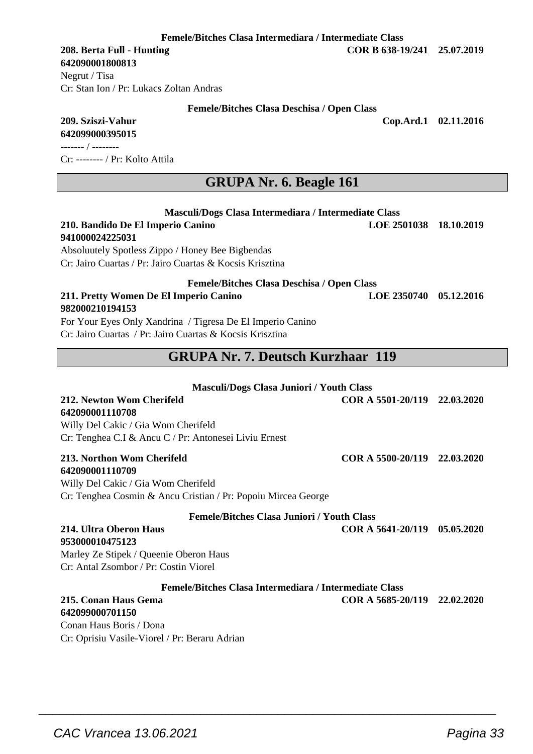**Femele/Bitches Clasa Intermediara / Intermediate Class**

**208. Berta Full - Hunting** **COR B 638-19/241 25.07.2019**
**642090001800813**
Negrut / Tisa
Cr: Stan Ion / Pr: Lukacs Zoltan Andras

**Femele/Bitches Clasa Deschisa / Open Class**

**209. Sziszi-Vahur** **Cop.Ard.1 02.11.2016**
**642099000395015**
------- / --------
Cr: -------- / Pr: Kolto Attila

## GRUPA Nr. 6. Beagle 161

**Masculi/Dogs Clasa Intermediara / Intermediate Class**

**210. Bandido De El Imperio Canino** **LOE 2501038 18.10.2019**
**941000024225031**
Absoluutely Spotless Zippo / Honey Bee Bigbendas
Cr: Jairo Cuartas / Pr: Jairo Cuartas & Kocsis Krisztina

**Femele/Bitches Clasa Deschisa / Open Class**

**211. Pretty Women De El Imperio Canino** **LOE 2350740 05.12.2016**
**982000210194153**
For Your Eyes Only Xandrina / Tigresa De El Imperio Canino
Cr: Jairo Cuartas / Pr: Jairo Cuartas & Kocsis Krisztina

## GRUPA Nr. 7. Deutsch Kurzhaar 119

**Masculi/Dogs Clasa Juniori / Youth Class**

**212. Newton Wom Cherifeld** **COR A 5501-20/119 22.03.2020**
**642090001110708**
Willy Del Cakic / Gia Wom Cherifeld
Cr: Tenghea C.I & Ancu C / Pr: Antonesei Liviu Ernest

**213. Northon Wom Cherifeld** **COR A 5500-20/119 22.03.2020**
**642090001110709**
Willy Del Cakic / Gia Wom Cherifeld
Cr: Tenghea Cosmin & Ancu Cristian / Pr: Popoiu Mircea George

**Femele/Bitches Clasa Juniori / Youth Class**

**214. Ultra Oberon Haus** **COR A 5641-20/119 05.05.2020**
**953000010475123**
Marley Ze Stipek / Queenie Oberon Haus
Cr: Antal Zsombor / Pr: Costin Viorel

**Femele/Bitches Clasa Intermediara / Intermediate Class**

**215. Conan Haus Gema** **COR A 5685-20/119 22.02.2020**
**642099000701150**
Conan Haus Boris / Dona
Cr: Oprisiu Vasile-Viorel / Pr: Beraru Adrian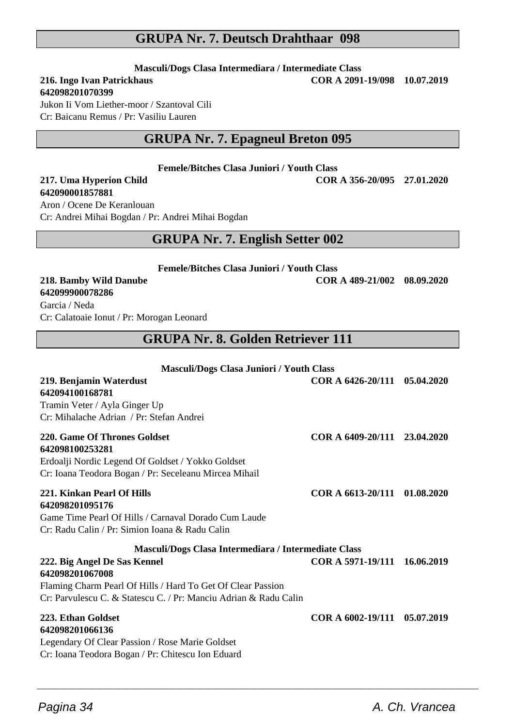## GRUPA Nr. 7. Deutsch Drahthaar 098

**Masculi/Dogs Clasa Intermediara / Intermediate Class**

**216. Ingo Ivan Patrickhaus** **COR A 2091-19/098 10.07.2019**
**642098201070399**
Jukon Ii Vom Liether-moor / Szantoval Cili
Cr: Baicanu Remus / Pr: Vasiliu Lauren

## GRUPA Nr. 7. Epagneul Breton 095

**Femele/Bitches Clasa Juniori / Youth Class**

**217. Uma Hyperion Child** **COR A 356-20/095 27.01.2020**
**642090001857881**
Aron / Ocene De Keranlouan
Cr: Andrei Mihai Bogdan / Pr: Andrei Mihai Bogdan

## GRUPA Nr. 7. English Setter 002

**Femele/Bitches Clasa Juniori / Youth Class**

**218. Bamby Wild Danube** **COR A 489-21/002 08.09.2020**
**642099900078286**
Garcia / Neda
Cr: Calatoaie Ionut / Pr: Morogan Leonard

## GRUPA Nr. 8. Golden Retriever 111

**Masculi/Dogs Clasa Juniori / Youth Class**

**219. Benjamin Waterdust** **COR A 6426-20/111 05.04.2020**
**642094100168781**
Tramin Veter / Ayla Ginger Up
Cr: Mihalache Adrian / Pr: Stefan Andrei

**220. Game Of Thrones Goldset** **COR A 6409-20/111 23.04.2020**
**642098100253281**
Erdoalji Nordic Legend Of Goldset / Yokko Goldset
Cr: Ioana Teodora Bogan / Pr: Seceleanu Mircea Mihail

**221. Kinkan Pearl Of Hills** **COR A 6613-20/111 01.08.2020**
**642098201095176**
Game Time Pearl Of Hills / Carnaval Dorado Cum Laude
Cr: Radu Calin / Pr: Simion Ioana & Radu Calin

**Masculi/Dogs Clasa Intermediara / Intermediate Class**

**222. Big Angel De Sas Kennel** **COR A 5971-19/111 16.06.2019**
**642098201067008**
Flaming Charm Pearl Of Hills / Hard To Get Of Clear Passion
Cr: Parvulescu C. & Statescu C. / Pr: Manciu Adrian & Radu Calin

**223. Ethan Goldset** **COR A 6002-19/111 05.07.2019**
**642098201066136**
Legendary Of Clear Passion / Rose Marie Goldset
Cr: Ioana Teodora Bogan / Pr: Chitescu Ion Eduard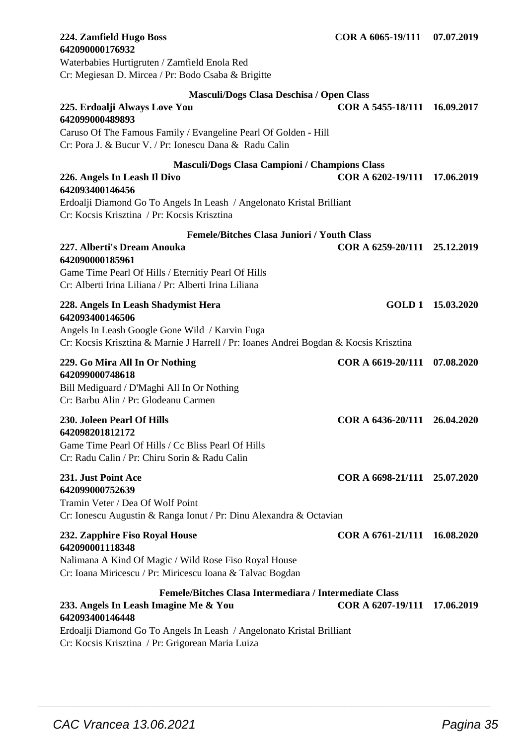**224. Zamfield Hugo Boss** **COR A 6065-19/111 07.07.2019**
**642090000176932**
Waterbabies Hurtigruten / Zamfield Enola Red
Cr: Megiesan D. Mircea / Pr: Bodo Csaba & Brigitte

### Masculi/Dogs Clasa Deschisa / Open Class

**225. Erdoalji Always Love You** **COR A 5455-18/111 16.09.2017**
**642099000489893**
Caruso Of The Famous Family / Evangeline Pearl Of Golden - Hill
Cr: Pora J. & Bucur V. / Pr: Ionescu Dana & Radu Calin

### Masculi/Dogs Clasa Campioni / Champions Class

**226. Angels In Leash Il Divo** **COR A 6202-19/111 17.06.2019**
**642093400146456**
Erdoalji Diamond Go To Angels In Leash / Angelonato Kristal Brilliant
Cr: Kocsis Krisztina / Pr: Kocsis Krisztina

### Femele/Bitches Clasa Juniori / Youth Class

**227. Alberti's Dream Anouka** **COR A 6259-20/111 25.12.2019**
**642090000185961**
Game Time Pearl Of Hills / Eternitiy Pearl Of Hills
Cr: Alberti Irina Liliana / Pr: Alberti Irina Liliana

**228. Angels In Leash Shadymist Hera** **GOLD 1 15.03.2020**
**642093400146506**
Angels In Leash Google Gone Wild / Karvin Fuga
Cr: Kocsis Krisztina & Marnie J Harrell / Pr: Ioanes Andrei Bogdan & Kocsis Krisztina

**229. Go Mira All In Or Nothing** **COR A 6619-20/111 07.08.2020**
**642099000748618**
Bill Mediguard / D'Maghi All In Or Nothing
Cr: Barbu Alin / Pr: Glodeanu Carmen

**230. Joleen Pearl Of Hills** **COR A 6436-20/111 26.04.2020**
**642098201812172**
Game Time Pearl Of Hills / Cc Bliss Pearl Of Hills
Cr: Radu Calin / Pr: Chiru Sorin & Radu Calin

**231. Just Point Ace** **COR A 6698-21/111 25.07.2020**
**642099000752639**
Tramin Veter / Dea Of Wolf Point
Cr: Ionescu Augustin & Ranga Ionut / Pr: Dinu Alexandra & Octavian

**232. Zapphire Fiso Royal House** **COR A 6761-21/111 16.08.2020**
**642090001118348**
Nalimana A Kind Of Magic / Wild Rose Fiso Royal House
Cr: Ioana Miricescu / Pr: Miricescu Ioana & Talvac Bogdan

### Femele/Bitches Clasa Intermediara / Intermediate Class

**233. Angels In Leash Imagine Me & You** **COR A 6207-19/111 17.06.2019**
**642093400146448**
Erdoalji Diamond Go To Angels In Leash / Angelonato Kristal Brilliant
Cr: Kocsis Krisztina / Pr: Grigorean Maria Luiza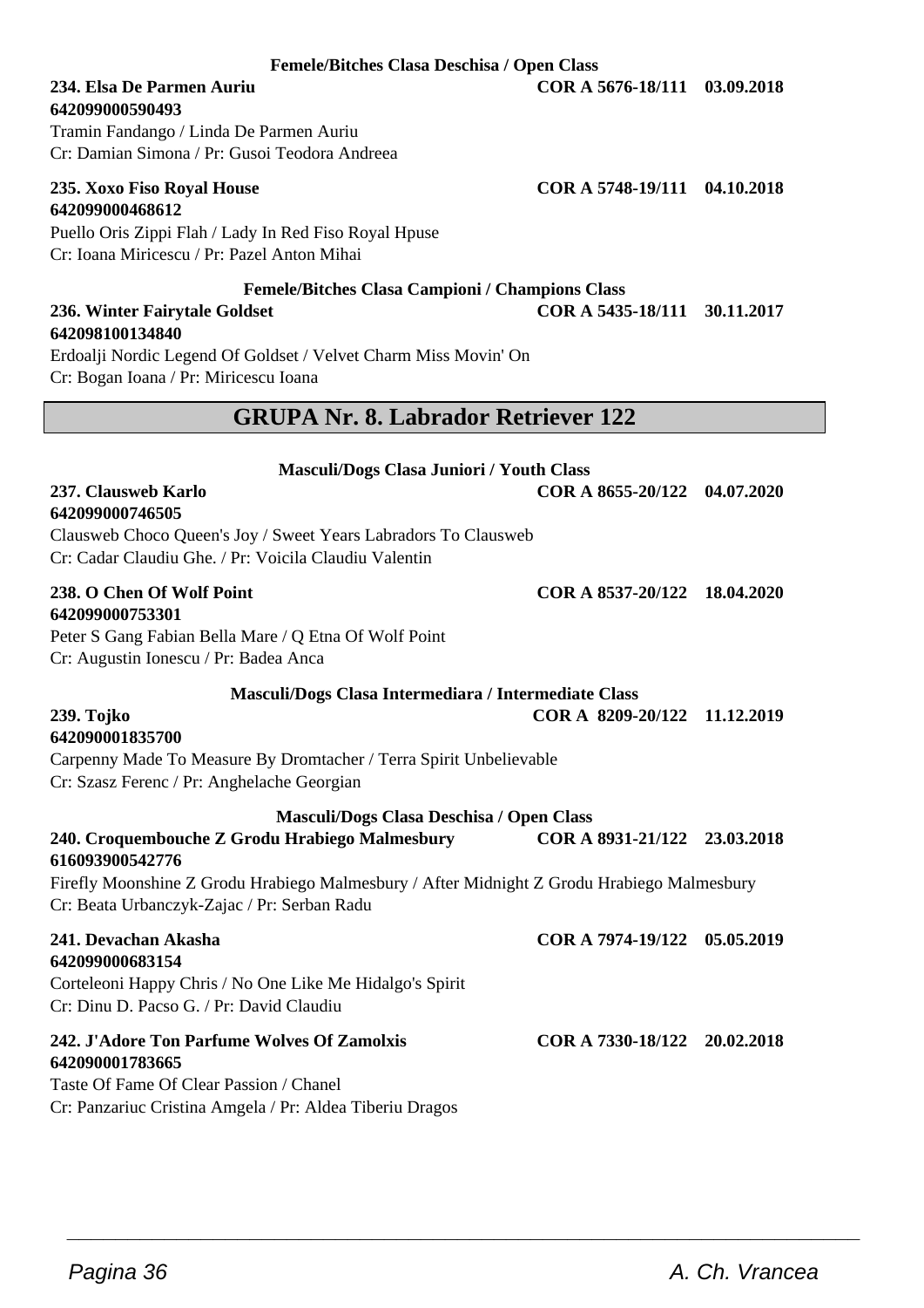**Femele/Bitches Clasa Deschisa / Open Class**

**234. Elsa De Parmen Auriu** **COR A 5676-18/111 03.09.2018**
**642099000590493**
Tramin Fandango / Linda De Parmen Auriu
Cr: Damian Simona / Pr: Gusoi Teodora Andreea

**235. Xoxo Fiso Royal House** **COR A 5748-19/111 04.10.2018**
**642099000468612**
Puello Oris Zippi Flah / Lady In Red Fiso Royal Hpuse
Cr: Ioana Miricescu / Pr: Pazel Anton Mihai

**Femele/Bitches Clasa Campioni / Champions Class**

**236. Winter Fairytale Goldset** **COR A 5435-18/111 30.11.2017**
**642098100134840**
Erdoalji Nordic Legend Of Goldset / Velvet Charm Miss Movin' On
Cr: Bogan Ioana / Pr: Miricescu Ioana

## GRUPA Nr. 8. Labrador Retriever 122

**Masculi/Dogs Clasa Juniori / Youth Class**

**237. Clausweb Karlo** **COR A 8655-20/122 04.07.2020**
**642099000746505**
Clausweb Choco Queen's Joy / Sweet Years Labradors To Clausweb
Cr: Cadar Claudiu Ghe. / Pr: Voicila Claudiu Valentin

**238. O Chen Of Wolf Point** **COR A 8537-20/122 18.04.2020**
**642099000753301**
Peter S Gang Fabian Bella Mare / Q Etna Of Wolf Point
Cr: Augustin Ionescu / Pr: Badea Anca

**Masculi/Dogs Clasa Intermediara / Intermediate Class**

**239. Tojko** **COR A 8209-20/122 11.12.2019**
**642090001835700**
Carpenny Made To Measure By Dromtacher / Terra Spirit Unbelievable
Cr: Szasz Ferenc / Pr: Anghelache Georgian

**Masculi/Dogs Clasa Deschisa / Open Class**

**240. Croquembouche Z Grodu Hrabiego Malmesbury** **COR A 8931-21/122 23.03.2018**
**616093900542776**
Firefly Moonshine Z Grodu Hrabiego Malmesbury / After Midnight Z Grodu Hrabiego Malmesbury
Cr: Beata Urbanczyk-Zajac / Pr: Serban Radu

**241. Devachan Akasha** **COR A 7974-19/122 05.05.2019**
**642099000683154**
Corteleoni Happy Chris / No One Like Me Hidalgo's Spirit
Cr: Dinu D. Pacso G. / Pr: David Claudiu

**242. J'Adore Ton Parfume Wolves Of Zamolxis** **COR A 7330-18/122 20.02.2018**
**642090001783665**
Taste Of Fame Of Clear Passion / Chanel
Cr: Panzariuc Cristina Amgela / Pr: Aldea Tiberiu Dragos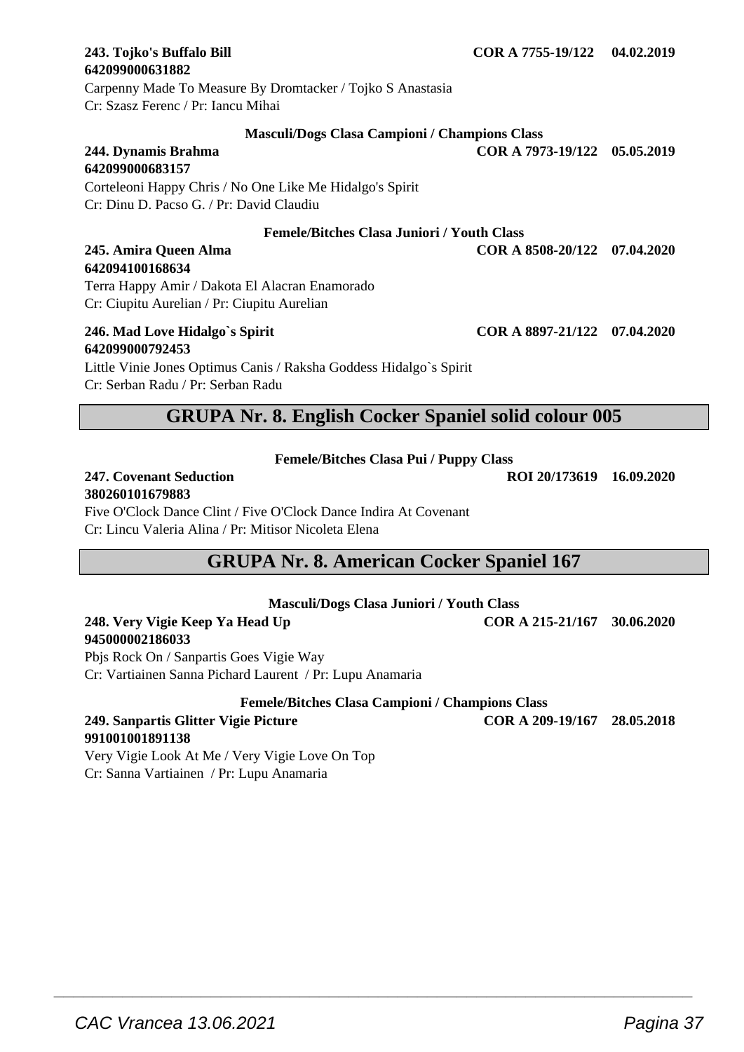**243. Tojko's Buffalo Bill** **COR A 7755-19/122** **04.02.2019**
**642099000631882**
Carpenny Made To Measure By Dromtacker / Tojko S Anastasia
Cr: Szasz Ferenc / Pr: Iancu Mihai

**Masculi/Dogs Clasa Campioni / Champions Class**

**244. Dynamis Brahma** **COR A 7973-19/122** **05.05.2019**
**642099000683157**
Corteleoni Happy Chris / No One Like Me Hidalgo's Spirit
Cr: Dinu D. Pacso G. / Pr: David Claudiu

**Femele/Bitches Clasa Juniori / Youth Class**

**245. Amira Queen Alma** **COR A 8508-20/122** **07.04.2020**
**642094100168634**
Terra Happy Amir / Dakota El Alacran Enamorado
Cr: Ciupitu Aurelian / Pr: Ciupitu Aurelian

**246. Mad Love Hidalgo`s Spirit** **COR A 8897-21/122** **07.04.2020**
**642099000792453**
Little Vinie Jones Optimus Canis / Raksha Goddess Hidalgo`s Spirit
Cr: Serban Radu / Pr: Serban Radu

## GRUPA Nr. 8. English Cocker Spaniel solid colour 005

**Femele/Bitches Clasa Pui / Puppy Class**

**247. Covenant Seduction** **ROI 20/173619** **16.09.2020**
**380260101679883**
Five O'Clock Dance Clint / Five O'Clock Dance Indira At Covenant
Cr: Lincu Valeria Alina / Pr: Mitisor Nicoleta Elena

## GRUPA Nr. 8. American Cocker Spaniel 167

**Masculi/Dogs Clasa Juniori / Youth Class**

**248. Very Vigie Keep Ya Head Up** **COR A 215-21/167** **30.06.2020**
**945000002186033**
Pbjs Rock On / Sanpartis Goes Vigie Way
Cr: Vartiainen Sanna Pichard Laurent / Pr: Lupu Anamaria

**Femele/Bitches Clasa Campioni / Champions Class**

**249. Sanpartis Glitter Vigie Picture** **COR A 209-19/167** **28.05.2018**
**991001001891138**
Very Vigie Look At Me / Very Vigie Love On Top
Cr: Sanna Vartiainen / Pr: Lupu Anamaria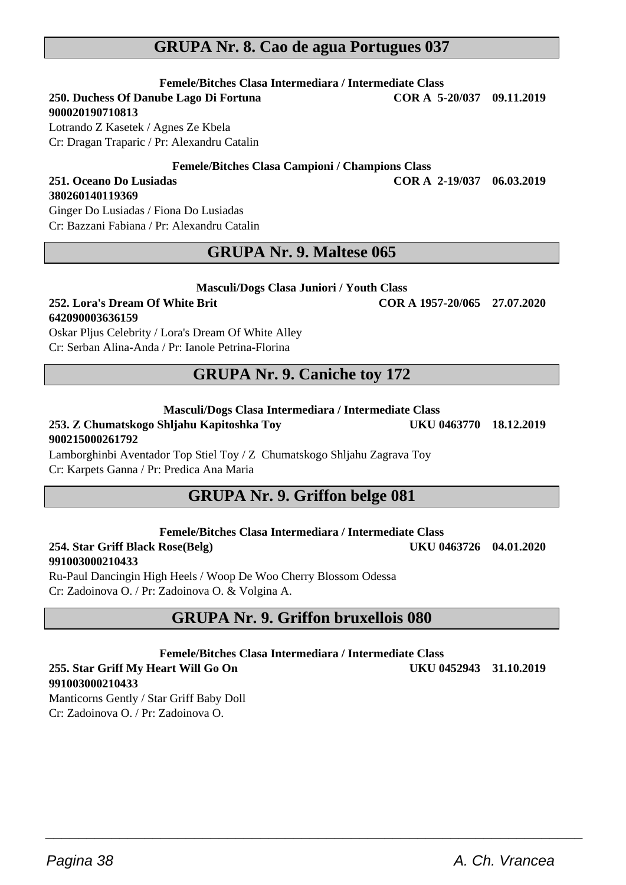## GRUPA Nr. 8. Cao de agua Portugues 037

**Femele/Bitches Clasa Intermediara / Intermediate Class**

**250. Duchess Of Danube Lago Di Fortuna** **COR A 5-20/037 09.11.2019**
**900020190710813**
Lotrando Z Kasetek / Agnes Ze Kbela
Cr: Dragan Traparic / Pr: Alexandru Catalin

**Femele/Bitches Clasa Campioni / Champions Class**

**251. Oceano Do Lusiadas** **COR A 2-19/037 06.03.2019**
**380260140119369**
Ginger Do Lusiadas / Fiona Do Lusiadas
Cr: Bazzani Fabiana / Pr: Alexandru Catalin

## GRUPA Nr. 9. Maltese 065

**Masculi/Dogs Clasa Juniori / Youth Class**

**252. Lora's Dream Of White Brit** **COR A 1957-20/065 27.07.2020**
**642090003636159**
Oskar Pljus Celebrity / Lora's Dream Of White Alley
Cr: Serban Alina-Anda / Pr: Ianole Petrina-Florina

## GRUPA Nr. 9. Caniche toy 172

**Masculi/Dogs Clasa Intermediara / Intermediate Class**

**253. Z Chumatskogo Shljahu Kapitoshka Toy** **UKU 0463770 18.12.2019**
**900215000261792**
Lamborghinbi Aventador Top Stiel Toy / Z Chumatskogo Shljahu Zagrava Toy
Cr: Karpets Ganna / Pr: Predica Ana Maria

## GRUPA Nr. 9. Griffon belge 081

**Femele/Bitches Clasa Intermediara / Intermediate Class**

**254. Star Griff Black Rose(Belg)** **UKU 0463726 04.01.2020**
**991003000210433**
Ru-Paul Dancingin High Heels / Woop De Woo Cherry Blossom Odessa
Cr: Zadoinova O. / Pr: Zadoinova O. & Volgina A.

## GRUPA Nr. 9. Griffon bruxellois 080

**Femele/Bitches Clasa Intermediara / Intermediate Class**

**255. Star Griff My Heart Will Go On** **UKU 0452943 31.10.2019**
**991003000210433**
Manticorns Gently / Star Griff Baby Doll
Cr: Zadoinova O. / Pr: Zadoinova O.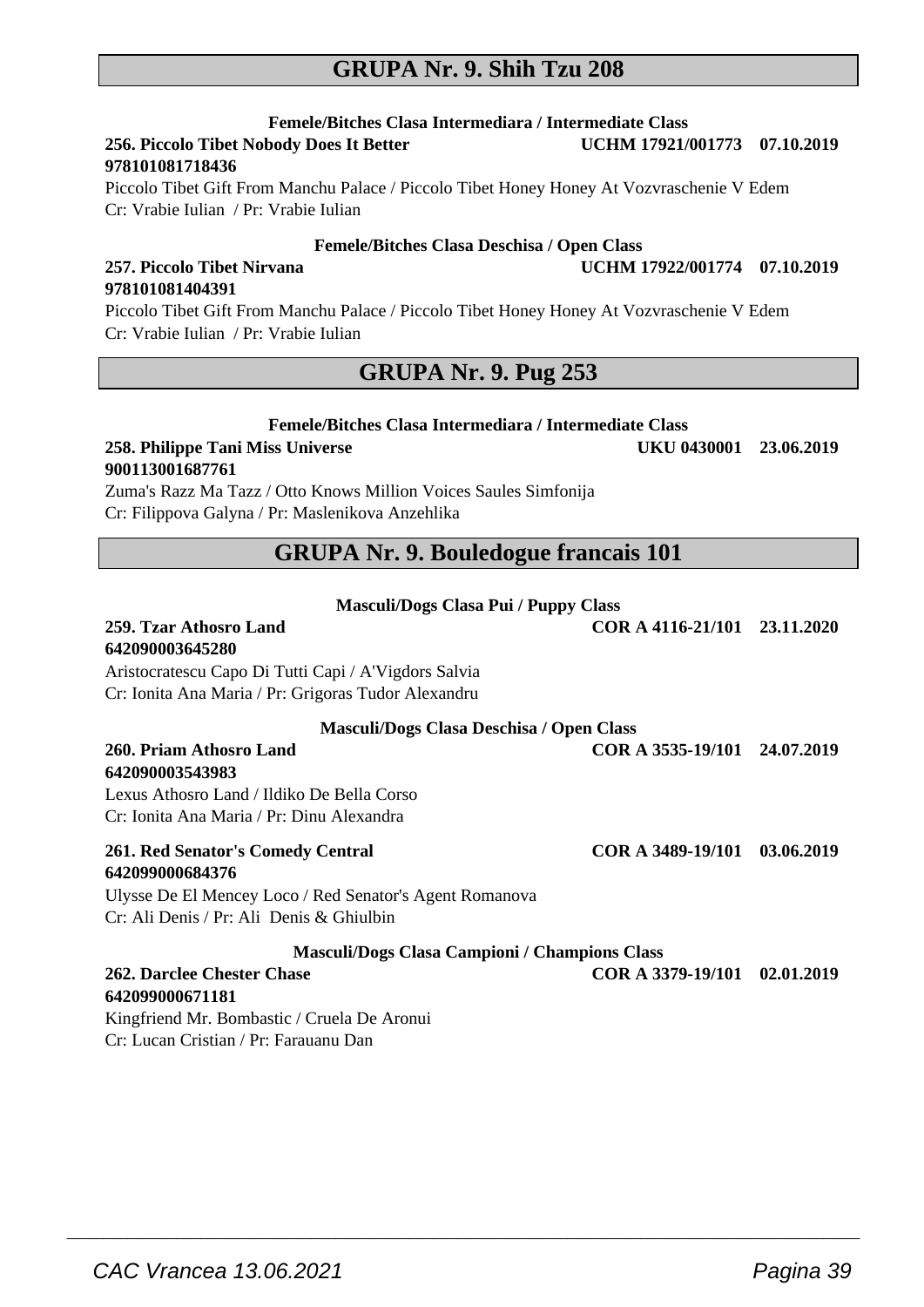## GRUPA Nr. 9. Shih Tzu 208

**Femele/Bitches Clasa Intermediara / Intermediate Class**

**256. Piccolo Tibet Nobody Does It Better** **UCHM 17921/001773 07.10.2019**
**978101081718436**
Piccolo Tibet Gift From Manchu Palace / Piccolo Tibet Honey Honey At Vozvraschenie V Edem
Cr: Vrabie Iulian / Pr: Vrabie Iulian

**Femele/Bitches Clasa Deschisa / Open Class**

**257. Piccolo Tibet Nirvana** **UCHM 17922/001774 07.10.2019**
**978101081404391**
Piccolo Tibet Gift From Manchu Palace / Piccolo Tibet Honey Honey At Vozvraschenie V Edem
Cr: Vrabie Iulian / Pr: Vrabie Iulian

## GRUPA Nr. 9. Pug 253

**Femele/Bitches Clasa Intermediara / Intermediate Class**

**258. Philippe Tani Miss Universe** **UKU 0430001 23.06.2019**
**900113001687761**
Zuma's Razz Ma Tazz / Otto Knows Million Voices Saules Simfonija
Cr: Filippova Galyna / Pr: Maslenikova Anzehlika

## GRUPA Nr. 9. Bouledogue francais 101

**Masculi/Dogs Clasa Pui / Puppy Class**

**259. Tzar Athosro Land** **COR A 4116-21/101 23.11.2020**
**642090003645280**
Aristocratescu Capo Di Tutti Capi / A'Vigdors Salvia
Cr: Ionita Ana Maria / Pr: Grigoras Tudor Alexandru

**Masculi/Dogs Clasa Deschisa / Open Class**

**260. Priam Athosro Land** **COR A 3535-19/101 24.07.2019**
**642090003543983**
Lexus Athosro Land / Ildiko De Bella Corso
Cr: Ionita Ana Maria / Pr: Dinu Alexandra

**261. Red Senator's Comedy Central** **COR A 3489-19/101 03.06.2019**
**642099000684376**
Ulysse De El Mencey Loco / Red Senator's Agent Romanova
Cr: Ali Denis / Pr: Ali Denis & Ghiulbin

**Masculi/Dogs Clasa Campioni / Champions Class**

**262. Darclee Chester Chase** **COR A 3379-19/101 02.01.2019**
**642099000671181**
Kingfriend Mr. Bombastic / Cruela De Aronui
Cr: Lucan Cristian / Pr: Farauanu Dan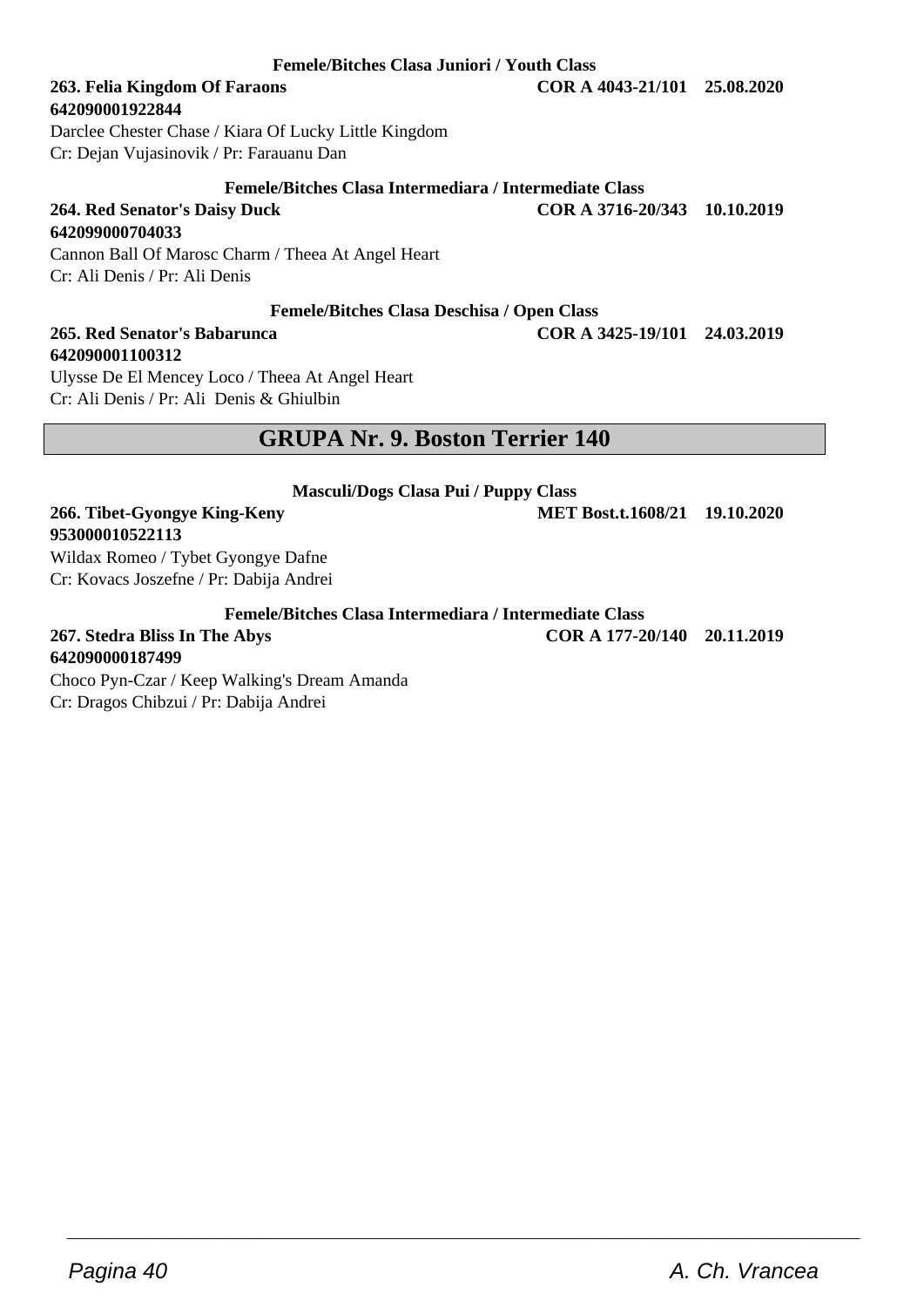**Femele/Bitches Clasa Juniori / Youth Class**

**263. Felia Kingdom Of Faraons** **COR A 4043-21/101 25.08.2020**
**642090001922844**
Darclee Chester Chase / Kiara Of Lucky Little Kingdom
Cr: Dejan Vujasinovik / Pr: Farauanu Dan

**Femele/Bitches Clasa Intermediara / Intermediate Class**

**264. Red Senator's Daisy Duck** **COR A 3716-20/343 10.10.2019**
**642099000704033**
Cannon Ball Of Marosc Charm / Theea At Angel Heart
Cr: Ali Denis / Pr: Ali Denis

**Femele/Bitches Clasa Deschisa / Open Class**

**265. Red Senator's Babarunca** **COR A 3425-19/101 24.03.2019**
**642090001100312**
Ulysse De El Mencey Loco / Theea At Angel Heart
Cr: Ali Denis / Pr: Ali Denis & Ghiulbin

## GRUPA Nr. 9. Boston Terrier 140

**Masculi/Dogs Clasa Pui / Puppy Class**

**266. Tibet-Gyongye King-Keny** **MET Bost.t.1608/21 19.10.2020**
**953000010522113**
Wildax Romeo / Tybet Gyongye Dafne
Cr: Kovacs Joszefne / Pr: Dabija Andrei

**Femele/Bitches Clasa Intermediara / Intermediate Class**

**267. Stedra Bliss In The Abys** **COR A 177-20/140 20.11.2019**
**642090000187499**
Choco Pyn-Czar / Keep Walking's Dream Amanda
Cr: Dragos Chibzui / Pr: Dabija Andrei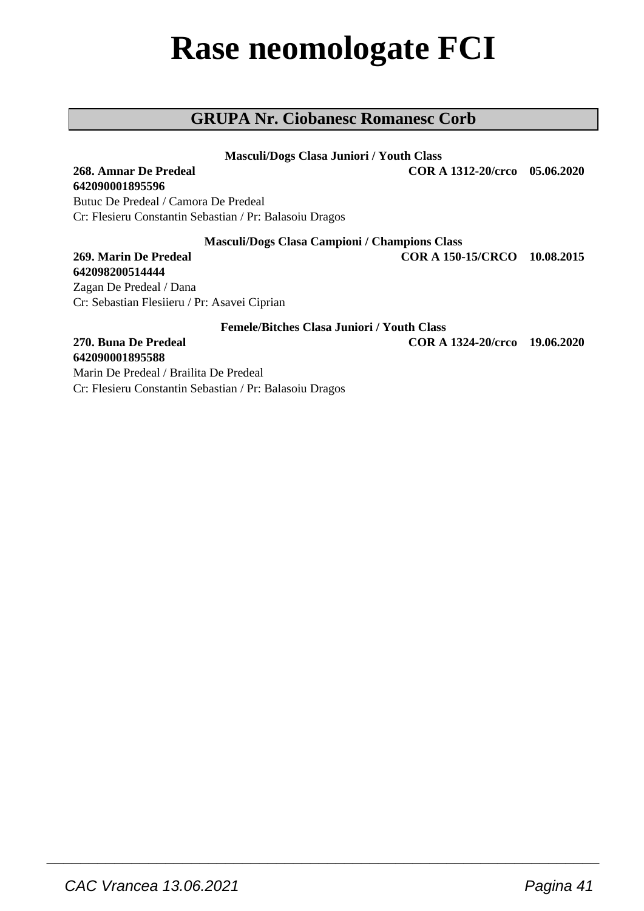# Rase neomologate FCI

## GRUPA Nr. Ciobanesc Romanesc Corb

**Masculi/Dogs Clasa Juniori / Youth Class**

**268. Amnar De Predeal** **COR A 1312-20/crco 05.06.2020**
**642090001895596**
Butuc De Predeal / Camora De Predeal
Cr: Flesieru Constantin Sebastian / Pr: Balasoiu Dragos

**Masculi/Dogs Clasa Campioni / Champions Class**

**269. Marin De Predeal** **COR A 150-15/CRCO 10.08.2015**
**642098200514444**
Zagan De Predeal / Dana
Cr: Sebastian Flesiieru / Pr: Asavei Ciprian

**Femele/Bitches Clasa Juniori / Youth Class**

**270. Buna De Predeal** **COR A 1324-20/crco 19.06.2020**
**642090001895588**
Marin De Predeal / Brailita De Predeal
Cr: Flesieru Constantin Sebastian / Pr: Balasoiu Dragos